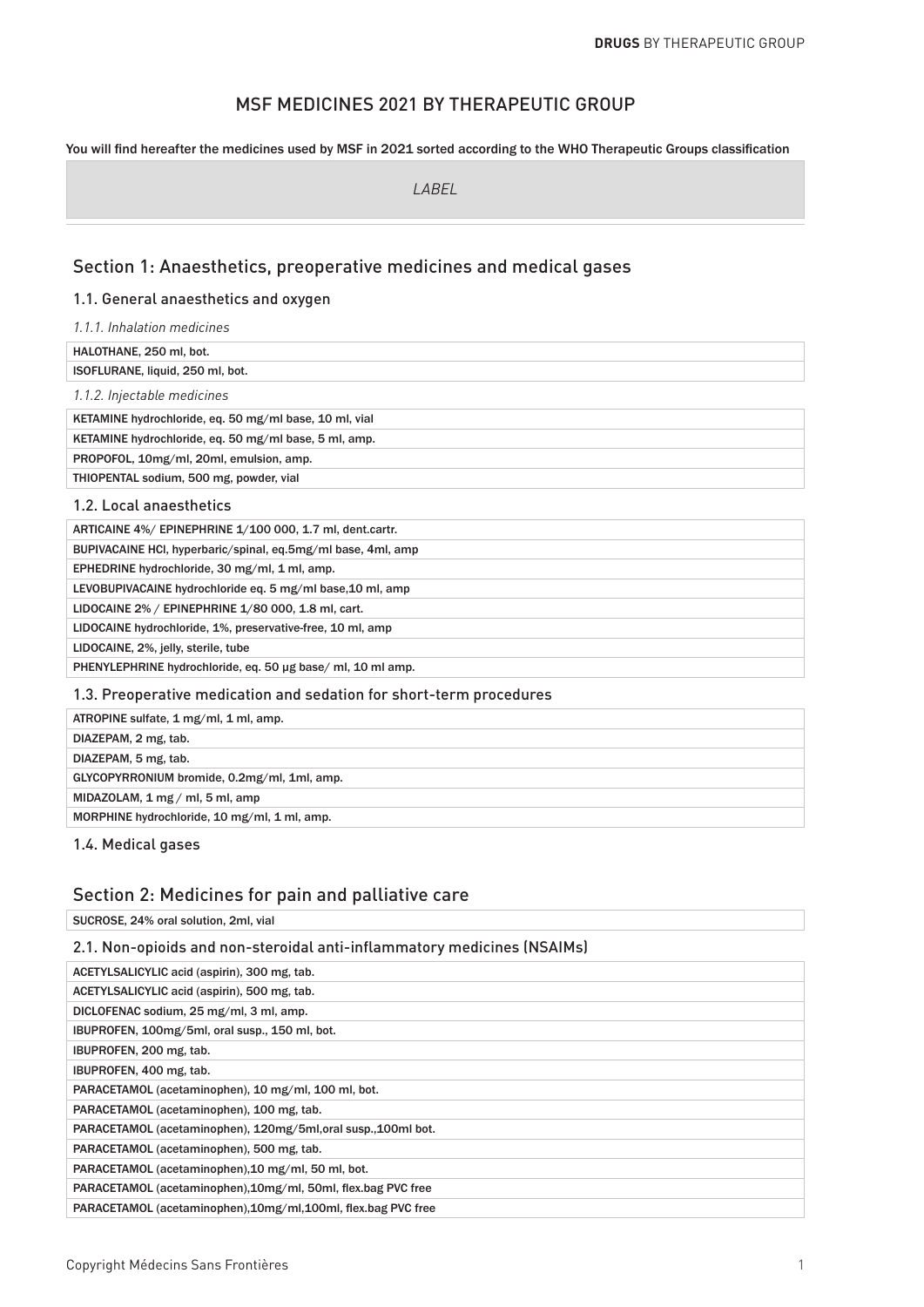# MSF MEDICINES 2021 BY THERAPEUTIC GROUP

**You will find hereafter the medicines used by MSF in 2021 sorted according to the WHO Therapeutic Groups classification**

| *LABEL* |
|---|

## Section 1: Anaesthetics, preoperative medicines and medical gases

### 1.1. General anaesthetics and oxygen

*1.1.1. Inhalation medicines*

| |
|---|
| HALOTHANE, 250 ml, bot. |
| ISOFLURANE, liquid, 250 ml, bot. |

*1.1.2. Injectable medicines*

| |
|---|
| KETAMINE hydrochloride, eq. 50 mg/ml base, 10 ml, vial |
| KETAMINE hydrochloride, eq. 50 mg/ml base, 5 ml, amp. |
| PROPOFOL, 10mg/ml, 20ml, emulsion, amp. |
| THIOPENTAL sodium, 500 mg, powder, vial |

### 1.2. Local anaesthetics

| |
|---|
| ARTICAINE 4%/ EPINEPHRINE 1/100 000, 1.7 ml, dent.cartr. |
| BUPIVACAINE HCl, hyperbaric/spinal, eq.5mg/ml base, 4ml, amp |
| EPHEDRINE hydrochloride, 30 mg/ml, 1 ml, amp. |
| LEVOBUPIVACAINE hydrochloride eq. 5 mg/ml base,10 ml, amp |
| LIDOCAINE 2% / EPINEPHRINE 1/80 000, 1.8 ml, cart. |
| LIDOCAINE hydrochloride, 1%, preservative-free, 10 ml, amp |
| LIDOCAINE, 2%, jelly, sterile, tube |
| PHENYLEPHRINE hydrochloride, eq. 50 µg base/ ml, 10 ml amp. |

### 1.3. Preoperative medication and sedation for short-term procedures

| |
|---|
| ATROPINE sulfate, 1 mg/ml, 1 ml, amp. |
| DIAZEPAM, 2 mg, tab. |
| DIAZEPAM, 5 mg, tab. |
| GLYCOPYRRONIUM bromide, 0.2mg/ml, 1ml, amp. |
| MIDAZOLAM, 1 mg / ml, 5 ml, amp |
| MORPHINE hydrochloride, 10 mg/ml, 1 ml, amp. |

### 1.4. Medical gases

## Section 2: Medicines for pain and palliative care

| |
|---|
| SUCROSE, 24% oral solution, 2ml, vial |

### 2.1. Non-opioids and non-steroidal anti-inflammatory medicines (NSAIMs)

| |
|---|
| ACETYLSALICYLIC acid (aspirin), 300 mg, tab. |
| ACETYLSALICYLIC acid (aspirin), 500 mg, tab. |
| DICLOFENAC sodium, 25 mg/ml, 3 ml, amp. |
| IBUPROFEN, 100mg/5ml, oral susp., 150 ml, bot. |
| IBUPROFEN, 200 mg, tab. |
| IBUPROFEN, 400 mg, tab. |
| PARACETAMOL (acetaminophen), 10 mg/ml, 100 ml, bot. |
| PARACETAMOL (acetaminophen), 100 mg, tab. |
| PARACETAMOL (acetaminophen), 120mg/5ml,oral susp.,100ml bot. |
| PARACETAMOL (acetaminophen), 500 mg, tab. |
| PARACETAMOL (acetaminophen),10 mg/ml, 50 ml, bot. |
| PARACETAMOL (acetaminophen),10mg/ml, 50ml, flex.bag PVC free |
| PARACETAMOL (acetaminophen),10mg/ml,100ml, flex.bag PVC free |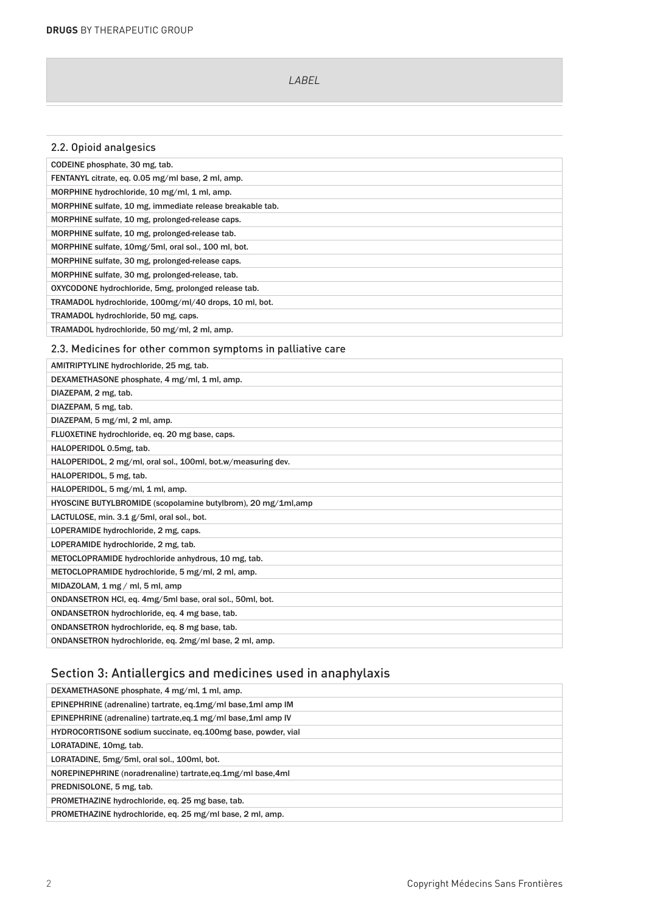*LABEL*

## 2.2. Opioid analgesics

| |
|---|
| **CODEINE** phosphate, 30 mg, tab. |
| **FENTANYL** citrate, eq. 0.05 mg/ml base, 2 ml, amp. |
| **MORPHINE** hydrochloride, 10 mg/ml, 1 ml, amp. |
| **MORPHINE** sulfate, 10 mg, immediate release breakable tab. |
| **MORPHINE** sulfate, 10 mg, prolonged-release caps. |
| **MORPHINE** sulfate, 10 mg, prolonged-release tab. |
| **MORPHINE** sulfate, 10mg/5ml, oral sol., 100 ml, bot. |
| **MORPHINE** sulfate, 30 mg, prolonged-release caps. |
| **MORPHINE** sulfate, 30 mg, prolonged-release, tab. |
| **OXYCODONE** hydrochloride, 5mg, prolonged release tab. |
| **TRAMADOL** hydrochloride, 100mg/ml/40 drops, 10 ml, bot. |
| **TRAMADOL** hydrochloride, 50 mg, caps. |
| **TRAMADOL** hydrochloride, 50 mg/ml, 2 ml, amp. |

## 2.3. Medicines for other common symptoms in palliative care

| |
|---|
| **AMITRIPTYLINE** hydrochloride, 25 mg, tab. |
| **DEXAMETHASONE** phosphate, 4 mg/ml, 1 ml, amp. |
| **DIAZEPAM**, 2 mg, tab. |
| **DIAZEPAM**, 5 mg, tab. |
| **DIAZEPAM**, 5 mg/ml, 2 ml, amp. |
| **FLUOXETINE** hydrochloride, eq. 20 mg base, caps. |
| **HALOPERIDOL** 0.5mg, tab. |
| **HALOPERIDOL**, 2 mg/ml, oral sol., 100ml, bot.w/measuring dev. |
| **HALOPERIDOL**, 5 mg, tab. |
| **HALOPERIDOL**, 5 mg/ml, 1 ml, amp. |
| **HYOSCINE BUTYLBROMIDE** (scopolamine butylbrom), 20 mg/1ml,amp |
| **LACTULOSE**, min. 3.1 g/5ml, oral sol., bot. |
| **LOPERAMIDE** hydrochloride, 2 mg, caps. |
| **LOPERAMIDE** hydrochloride, 2 mg, tab. |
| **METOCLOPRAMIDE** hydrochloride anhydrous, 10 mg, tab. |
| **METOCLOPRAMIDE** hydrochloride, 5 mg/ml, 2 ml, amp. |
| **MIDAZOLAM**, 1 mg / ml, 5 ml, amp |
| **ONDANSETRON** HCl, eq. 4mg/5ml base, oral sol., 50ml, bot. |
| **ONDANSETRON** hydrochloride, eq. 4 mg base, tab. |
| **ONDANSETRON** hydrochloride, eq. 8 mg base, tab. |
| **ONDANSETRON** hydrochloride, eq. 2mg/ml base, 2 ml, amp. |

# Section 3: Antiallergics and medicines used in anaphylaxis

| |
|---|
| **DEXAMETHASONE** phosphate, 4 mg/ml, 1 ml, amp. |
| **EPINEPHRINE** (adrenaline) tartrate, eq.1mg/ml base,1ml amp IM |
| **EPINEPHRINE** (adrenaline) tartrate,eq.1 mg/ml base,1ml amp IV |
| **HYDROCORTISONE** sodium succinate, eq.100mg base, powder, vial |
| **LORATADINE**, 10mg, tab. |
| **LORATADINE**, 5mg/5ml, oral sol., 100ml, bot. |
| **NOREPINEPHRINE** (noradrenaline) tartrate,eq.1mg/ml base,4ml |
| **PREDNISOLONE**, 5 mg, tab. |
| **PROMETHAZINE** hydrochloride, eq. 25 mg base, tab. |
| **PROMETHAZINE** hydrochloride, eq. 25 mg/ml base, 2 ml, amp. |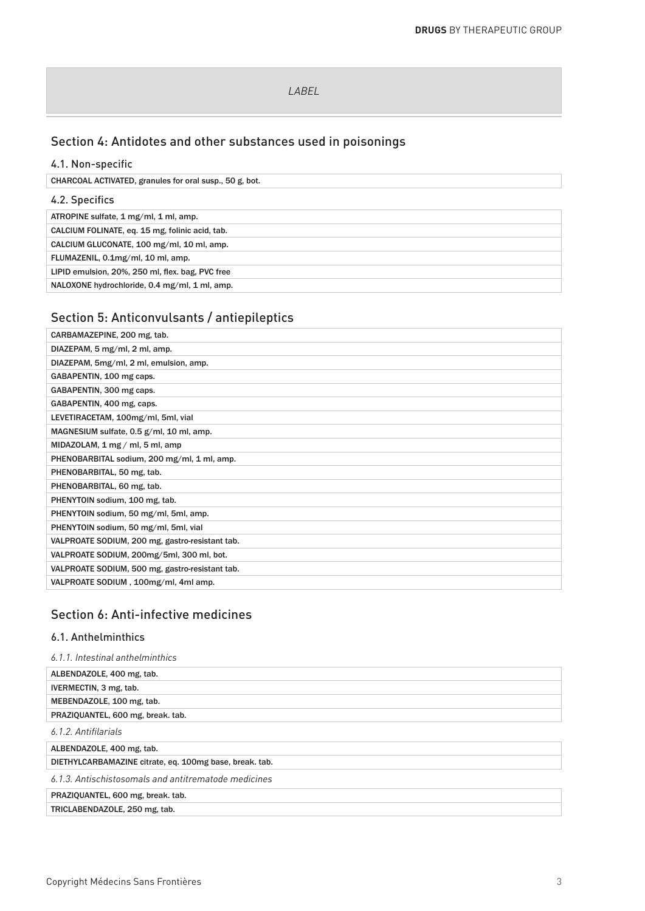| LABEL |
|---|

## Section 4: Antidotes and other substances used in poisonings

### 4.1. Non-specific

| CHARCOAL ACTIVATED, granules for oral susp., 50 g, bot. |
|---|

### 4.2. Specifics

| ATROPINE sulfate, 1 mg/ml, 1 ml, amp. |
|---|
| CALCIUM FOLINATE, eq. 15 mg, folinic acid, tab. |
| CALCIUM GLUCONATE, 100 mg/ml, 10 ml, amp. |
| FLUMAZENIL, 0.1mg/ml, 10 ml, amp. |
| LIPID emulsion, 20%, 250 ml, flex. bag, PVC free |
| NALOXONE hydrochloride, 0.4 mg/ml, 1 ml, amp. |

## Section 5: Anticonvulsants / antiepileptics

| CARBAMAZEPINE, 200 mg, tab. |
|---|
| DIAZEPAM, 5 mg/ml, 2 ml, amp. |
| DIAZEPAM, 5mg/ml, 2 ml, emulsion, amp. |
| GABAPENTIN, 100 mg caps. |
| GABAPENTIN, 300 mg caps. |
| GABAPENTIN, 400 mg, caps. |
| LEVETIRACETAM, 100mg/ml, 5ml, vial |
| MAGNESIUM sulfate, 0.5 g/ml, 10 ml, amp. |
| MIDAZOLAM, 1 mg / ml, 5 ml, amp |
| PHENOBARBITAL sodium, 200 mg/ml, 1 ml, amp. |
| PHENOBARBITAL, 50 mg, tab. |
| PHENOBARBITAL, 60 mg, tab. |
| PHENYTOIN sodium, 100 mg, tab. |
| PHENYTOIN sodium, 50 mg/ml, 5ml, amp. |
| PHENYTOIN sodium, 50 mg/ml, 5ml, vial |
| VALPROATE SODIUM, 200 mg, gastro-resistant tab. |
| VALPROATE SODIUM, 200mg/5ml, 300 ml, bot. |
| VALPROATE SODIUM, 500 mg, gastro-resistant tab. |
| VALPROATE SODIUM , 100mg/ml, 4ml amp. |

## Section 6: Anti-infective medicines

### 6.1. Anthelminthics

*6.1.1. Intestinal anthelminthics*

| ALBENDAZOLE, 400 mg, tab. |
|---|
| IVERMECTIN, 3 mg, tab. |
| MEBENDAZOLE, 100 mg, tab. |
| PRAZIQUANTEL, 600 mg, break. tab. |

*6.1.2. Antifilarials*

| ALBENDAZOLE, 400 mg, tab. |
|---|
| DIETHYLCARBAMAZINE citrate, eq. 100mg base, break. tab. |

*6.1.3. Antischistosomals and antitrematode medicines*

| PRAZIQUANTEL, 600 mg, break. tab. |
|---|
| TRICLABENDAZOLE, 250 mg, tab. |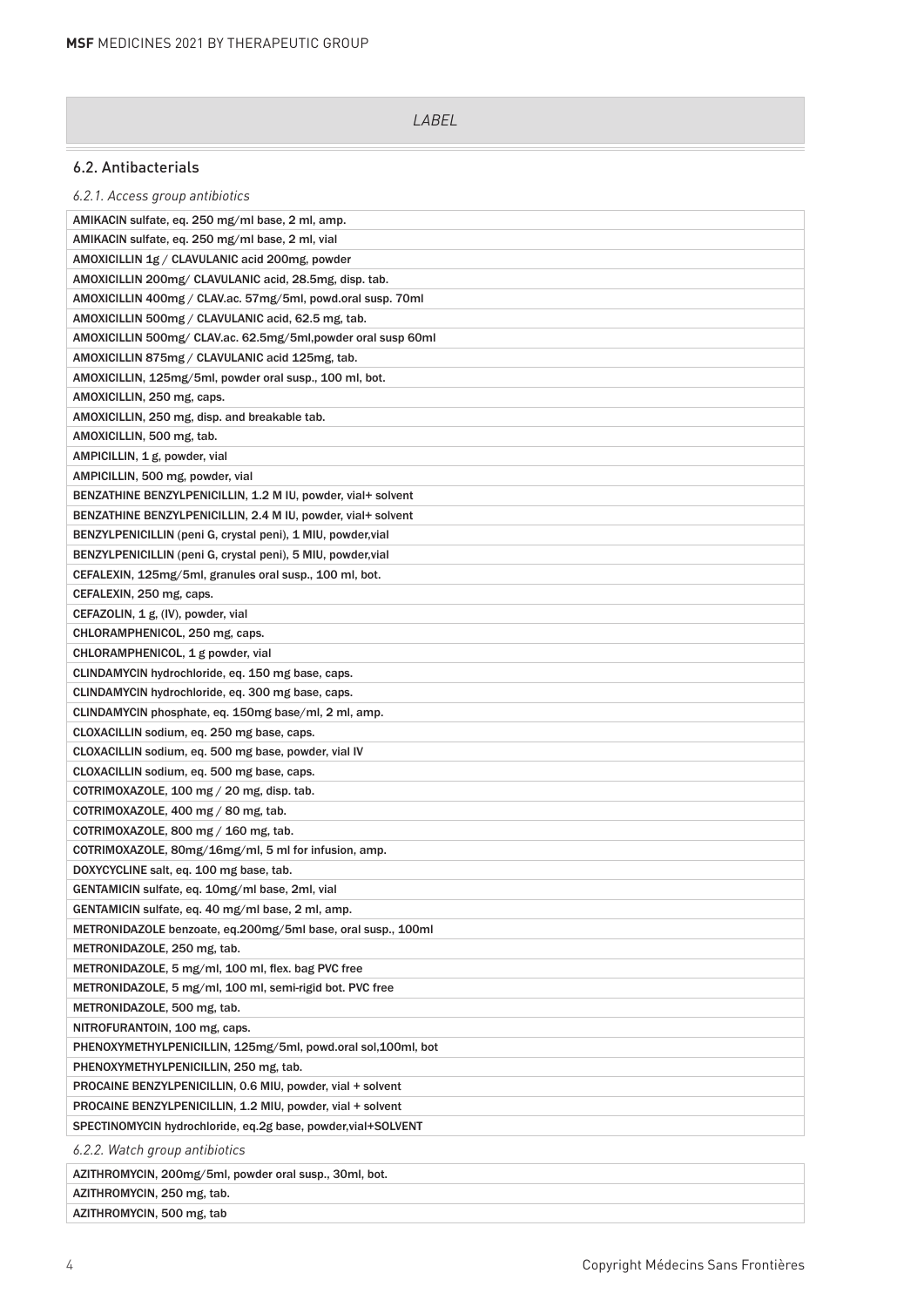| LABEL |
| --- |

## 6.2. Antibacterials

*6.2.1. Access group antibiotics*

| |
| --- |
| AMIKACIN sulfate, eq. 250 mg/ml base, 2 ml, amp. |
| AMIKACIN sulfate, eq. 250 mg/ml base, 2 ml, vial |
| AMOXICILLIN 1g / CLAVULANIC acid 200mg, powder |
| AMOXICILLIN 200mg/ CLAVULANIC acid, 28.5mg, disp. tab. |
| AMOXICILLIN 400mg / CLAV.ac. 57mg/5ml, powd.oral susp. 70ml |
| AMOXICILLIN 500mg / CLAVULANIC acid, 62.5 mg, tab. |
| AMOXICILLIN 500mg/ CLAV.ac. 62.5mg/5ml,powder oral susp 60ml |
| AMOXICILLIN 875mg / CLAVULANIC acid 125mg, tab. |
| AMOXICILLIN, 125mg/5ml, powder oral susp., 100 ml, bot. |
| AMOXICILLIN, 250 mg, caps. |
| AMOXICILLIN, 250 mg, disp. and breakable tab. |
| AMOXICILLIN, 500 mg, tab. |
| AMPICILLIN, 1 g, powder, vial |
| AMPICILLIN, 500 mg, powder, vial |
| BENZATHINE BENZYLPENICILLIN, 1.2 M IU, powder, vial+ solvent |
| BENZATHINE BENZYLPENICILLIN, 2.4 M IU, powder, vial+ solvent |
| BENZYLPENICILLIN (peni G, crystal peni), 1 MIU, powder,vial |
| BENZYLPENICILLIN (peni G, crystal peni), 5 MIU, powder,vial |
| CEFALEXIN, 125mg/5ml, granules oral susp., 100 ml, bot. |
| CEFALEXIN, 250 mg, caps. |
| CEFAZOLIN, 1 g, (IV), powder, vial |
| CHLORAMPHENICOL, 250 mg, caps. |
| CHLORAMPHENICOL, 1 g powder, vial |
| CLINDAMYCIN hydrochloride, eq. 150 mg base, caps. |
| CLINDAMYCIN hydrochloride, eq. 300 mg base, caps. |
| CLINDAMYCIN phosphate, eq. 150mg base/ml, 2 ml, amp. |
| CLOXACILLIN sodium, eq. 250 mg base, caps. |
| CLOXACILLIN sodium, eq. 500 mg base, powder, vial IV |
| CLOXACILLIN sodium, eq. 500 mg base, caps. |
| COTRIMOXAZOLE, 100 mg / 20 mg, disp. tab. |
| COTRIMOXAZOLE, 400 mg / 80 mg, tab. |
| COTRIMOXAZOLE, 800 mg / 160 mg, tab. |
| COTRIMOXAZOLE, 80mg/16mg/ml, 5 ml for infusion, amp. |
| DOXYCYCLINE salt, eq. 100 mg base, tab. |
| GENTAMICIN sulfate, eq. 10mg/ml base, 2ml, vial |
| GENTAMICIN sulfate, eq. 40 mg/ml base, 2 ml, amp. |
| METRONIDAZOLE benzoate, eq.200mg/5ml base, oral susp., 100ml |
| METRONIDAZOLE, 250 mg, tab. |
| METRONIDAZOLE, 5 mg/ml, 100 ml, flex. bag PVC free |
| METRONIDAZOLE, 5 mg/ml, 100 ml, semi-rigid bot. PVC free |
| METRONIDAZOLE, 500 mg, tab. |
| NITROFURANTOIN, 100 mg, caps. |
| PHENOXYMETHYLPENICILLIN, 125mg/5ml, powd.oral sol,100ml, bot |
| PHENOXYMETHYLPENICILLIN, 250 mg, tab. |
| PROCAINE BENZYLPENICILLIN, 0.6 MIU, powder, vial + solvent |
| PROCAINE BENZYLPENICILLIN, 1.2 MIU, powder, vial + solvent |
| SPECTINOMYCIN hydrochloride, eq.2g base, powder,vial+SOLVENT |

*6.2.2. Watch group antibiotics*

| |
| --- |
| AZITHROMYCIN, 200mg/5ml, powder oral susp., 30ml, bot. |
| AZITHROMYCIN, 250 mg, tab. |
| AZITHROMYCIN, 500 mg, tab |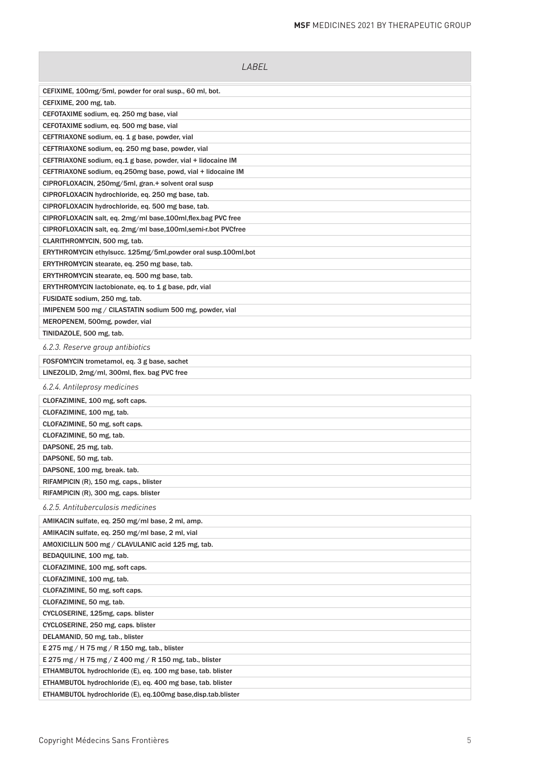| LABEL |
| --- |
| CEFIXIME, 100mg/5ml, powder for oral susp., 60 ml, bot. |
| CEFIXIME, 200 mg, tab. |
| CEFOTAXIME sodium, eq. 250 mg base, vial |
| CEFOTAXIME sodium, eq. 500 mg base, vial |
| CEFTRIAXONE sodium, eq. 1 g base, powder, vial |
| CEFTRIAXONE sodium, eq. 250 mg base, powder, vial |
| CEFTRIAXONE sodium, eq.1 g base, powder, vial + lidocaine IM |
| CEFTRIAXONE sodium, eq.250mg base, powd, vial + lidocaine IM |
| CIPROFLOXACIN, 250mg/5ml, gran.+ solvent oral susp |
| CIPROFLOXACIN hydrochloride, eq. 250 mg base, tab. |
| CIPROFLOXACIN hydrochloride, eq. 500 mg base, tab. |
| CIPROFLOXACIN salt, eq. 2mg/ml base,100ml,flex.bag PVC free |
| CIPROFLOXACIN salt, eq. 2mg/ml base,100ml,semi-r.bot PVCfree |
| CLARITHROMYCIN, 500 mg, tab. |
| ERYTHROMYCIN ethylsucc. 125mg/5ml,powder oral susp.100ml,bot |
| ERYTHROMYCIN stearate, eq. 250 mg base, tab. |
| ERYTHROMYCIN stearate, eq. 500 mg base, tab. |
| ERYTHROMYCIN lactobionate, eq. to 1 g base, pdr, vial |
| FUSIDATE sodium, 250 mg, tab. |
| IMIPENEM 500 mg / CILASTATIN sodium 500 mg, powder, vial |
| MEROPENEM, 500mg, powder, vial |
| TINIDAZOLE, 500 mg, tab. |

*6.2.3. Reserve group antibiotics*

| |
| --- |
| FOSFOMYCIN trometamol, eq. 3 g base, sachet |
| LINEZOLID, 2mg/ml, 300ml, flex. bag PVC free |

*6.2.4. Antileprosy medicines*

| |
| --- |
| CLOFAZIMINE, 100 mg, soft caps. |
| CLOFAZIMINE, 100 mg, tab. |
| CLOFAZIMINE, 50 mg, soft caps. |
| CLOFAZIMINE, 50 mg, tab. |
| DAPSONE, 25 mg, tab. |
| DAPSONE, 50 mg, tab. |
| DAPSONE, 100 mg, break. tab. |
| RIFAMPICIN (R), 150 mg, caps., blister |
| RIFAMPICIN (R), 300 mg, caps. blister |

*6.2.5. Antituberculosis medicines*

| |
| --- |
| AMIKACIN sulfate, eq. 250 mg/ml base, 2 ml, amp. |
| AMIKACIN sulfate, eq. 250 mg/ml base, 2 ml, vial |
| AMOXICILLIN 500 mg / CLAVULANIC acid 125 mg, tab. |
| BEDAQUILINE, 100 mg, tab. |
| CLOFAZIMINE, 100 mg, soft caps. |
| CLOFAZIMINE, 100 mg, tab. |
| CLOFAZIMINE, 50 mg, soft caps. |
| CLOFAZIMINE, 50 mg, tab. |
| CYCLOSERINE, 125mg, caps. blister |
| CYCLOSERINE, 250 mg, caps. blister |
| DELAMANID, 50 mg, tab., blister |
| E 275 mg / H 75 mg / R 150 mg, tab., blister |
| E 275 mg / H 75 mg / Z 400 mg / R 150 mg, tab., blister |
| ETHAMBUTOL hydrochloride (E), eq. 100 mg base, tab. blister |
| ETHAMBUTOL hydrochloride (E), eq. 400 mg base, tab. blister |
| ETHAMBUTOL hydrochloride (E), eq.100mg base,disp.tab.blister |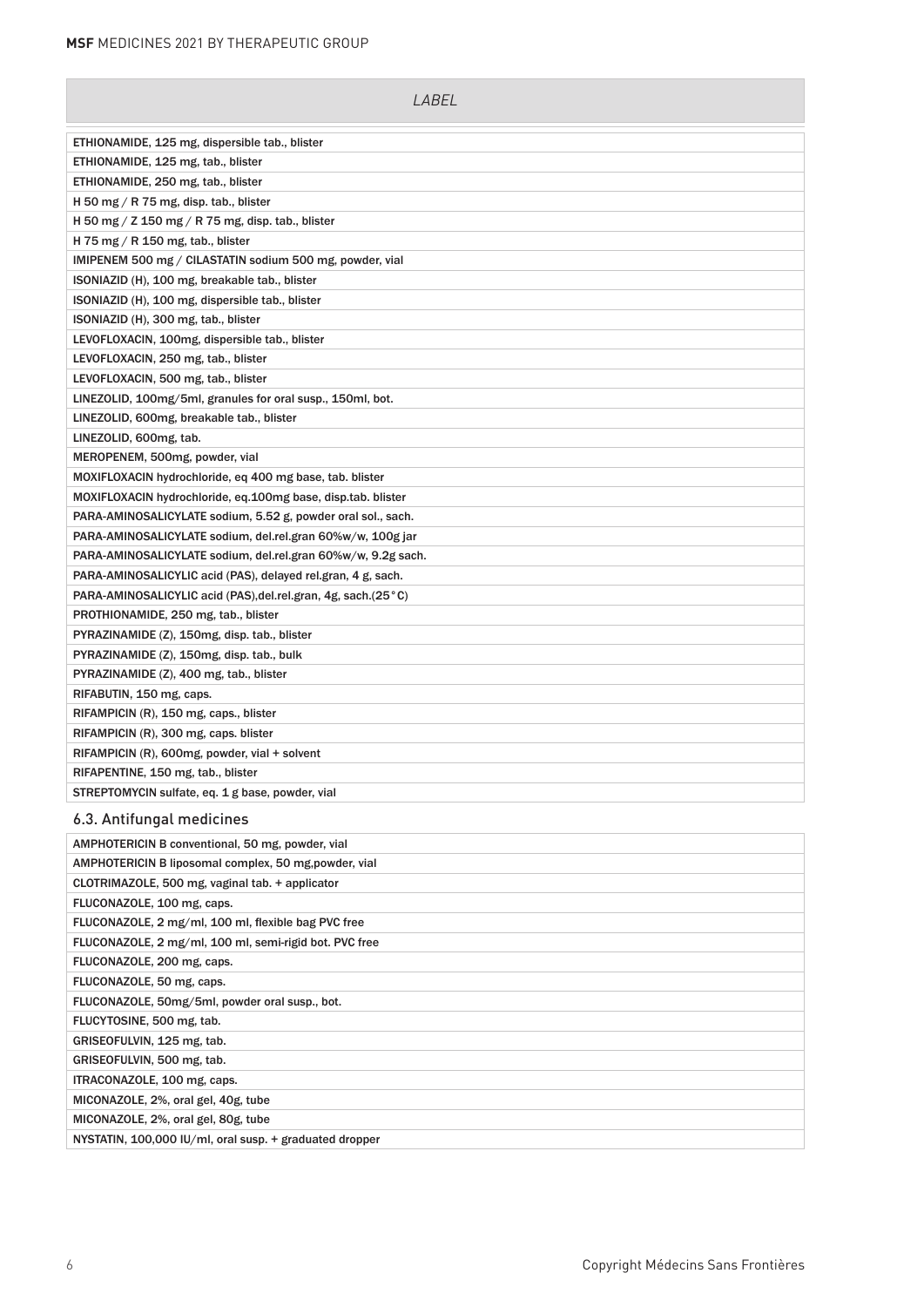| LABEL |
|---|
| ETHIONAMIDE, 125 mg, dispersible tab., blister |
| ETHIONAMIDE, 125 mg, tab., blister |
| ETHIONAMIDE, 250 mg, tab., blister |
| H 50 mg / R 75 mg, disp. tab., blister |
| H 50 mg / Z 150 mg / R 75 mg, disp. tab., blister |
| H 75 mg / R 150 mg, tab., blister |
| IMIPENEM 500 mg / CILASTATIN sodium 500 mg, powder, vial |
| ISONIAZID (H), 100 mg, breakable tab., blister |
| ISONIAZID (H), 100 mg, dispersible tab., blister |
| ISONIAZID (H), 300 mg, tab., blister |
| LEVOFLOXACIN, 100mg, dispersible tab., blister |
| LEVOFLOXACIN, 250 mg, tab., blister |
| LEVOFLOXACIN, 500 mg, tab., blister |
| LINEZOLID, 100mg/5ml, granules for oral susp., 150ml, bot. |
| LINEZOLID, 600mg, breakable tab., blister |
| LINEZOLID, 600mg, tab. |
| MEROPENEM, 500mg, powder, vial |
| MOXIFLOXACIN hydrochloride, eq 400 mg base, tab. blister |
| MOXIFLOXACIN hydrochloride, eq.100mg base, disp.tab. blister |
| PARA-AMINOSALICYLATE sodium, 5.52 g, powder oral sol., sach. |
| PARA-AMINOSALICYLATE sodium, del.rel.gran 60%w/w, 100g jar |
| PARA-AMINOSALICYLATE sodium, del.rel.gran 60%w/w, 9.2g sach. |
| PARA-AMINOSALICYLIC acid (PAS), delayed rel.gran, 4 g, sach. |
| PARA-AMINOSALICYLIC acid (PAS),del.rel.gran, 4g, sach.(25°C) |
| PROTHIONAMIDE, 250 mg, tab., blister |
| PYRAZINAMIDE (Z), 150mg, disp. tab., blister |
| PYRAZINAMIDE (Z), 150mg, disp. tab., bulk |
| PYRAZINAMIDE (Z), 400 mg, tab., blister |
| RIFABUTIN, 150 mg, caps. |
| RIFAMPICIN (R), 150 mg, caps., blister |
| RIFAMPICIN (R), 300 mg, caps. blister |
| RIFAMPICIN (R), 600mg, powder, vial + solvent |
| RIFAPENTINE, 150 mg, tab., blister |
| STREPTOMYCIN sulfate, eq. 1 g base, powder, vial |

## 6.3. Antifungal medicines

| LABEL |
|---|
| AMPHOTERICIN B conventional, 50 mg, powder, vial |
| AMPHOTERICIN B liposomal complex, 50 mg,powder, vial |
| CLOTRIMAZOLE, 500 mg, vaginal tab. + applicator |
| FLUCONAZOLE, 100 mg, caps. |
| FLUCONAZOLE, 2 mg/ml, 100 ml, flexible bag PVC free |
| FLUCONAZOLE, 2 mg/ml, 100 ml, semi-rigid bot. PVC free |
| FLUCONAZOLE, 200 mg, caps. |
| FLUCONAZOLE, 50 mg, caps. |
| FLUCONAZOLE, 50mg/5ml, powder oral susp., bot. |
| FLUCYTOSINE, 500 mg, tab. |
| GRISEOFULVIN, 125 mg, tab. |
| GRISEOFULVIN, 500 mg, tab. |
| ITRACONAZOLE, 100 mg, caps. |
| MICONAZOLE, 2%, oral gel, 40g, tube |
| MICONAZOLE, 2%, oral gel, 80g, tube |
| NYSTATIN, 100,000 IU/ml, oral susp. + graduated dropper |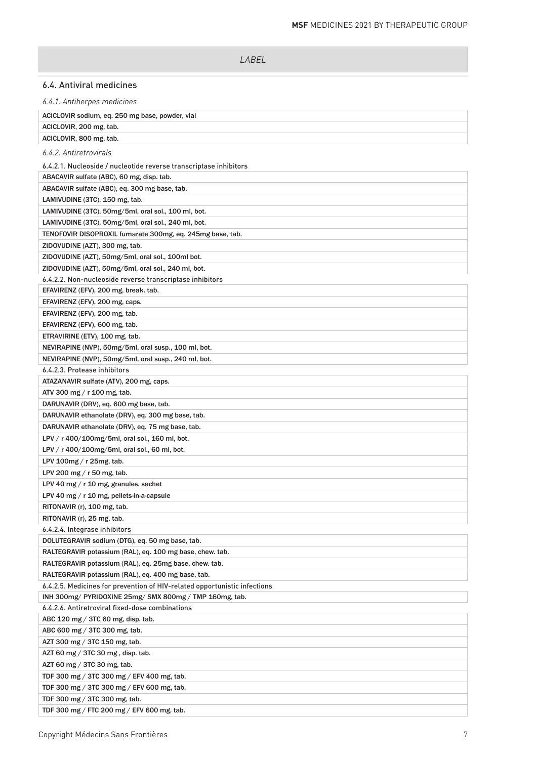| LABEL |
| --- |

## 6.4. Antiviral medicines

*6.4.1. Antiherpes medicines*

| |
| --- |
| ACICLOVIR sodium, eq. 250 mg base, powder, vial |
| ACICLOVIR, 200 mg, tab. |
| ACICLOVIR, 800 mg, tab. |

*6.4.2. Antiretrovirals*

6.4.2.1. Nucleoside / nucleotide reverse transcriptase inhibitors

| |
| --- |
| ABACAVIR sulfate (ABC), 60 mg, disp. tab. |
| ABACAVIR sulfate (ABC), eq. 300 mg base, tab. |
| LAMIVUDINE (3TC), 150 mg, tab. |
| LAMIVUDINE (3TC), 50mg/5ml, oral sol., 100 ml, bot. |
| LAMIVUDINE (3TC), 50mg/5ml, oral sol., 240 ml, bot. |
| TENOFOVIR DISOPROXIL fumarate 300mg, eq. 245mg base, tab. |
| ZIDOVUDINE (AZT), 300 mg, tab. |
| ZIDOVUDINE (AZT), 50mg/5ml, oral sol., 100ml bot. |
| ZIDOVUDINE (AZT), 50mg/5ml, oral sol., 240 ml, bot. |

6.4.2.2. Non-nucleoside reverse transcriptase inhibitors

| |
| --- |
| EFAVIRENZ (EFV), 200 mg, break. tab. |
| EFAVIRENZ (EFV), 200 mg, caps. |
| EFAVIRENZ (EFV), 200 mg, tab. |
| EFAVIRENZ (EFV), 600 mg, tab. |
| ETRAVIRINE (ETV), 100 mg, tab. |
| NEVIRAPINE (NVP), 50mg/5ml, oral susp., 100 ml, bot. |
| NEVIRAPINE (NVP), 50mg/5ml, oral susp., 240 ml, bot. |

6.4.2.3. Protease inhibitors

| |
| --- |
| ATAZANAVIR sulfate (ATV), 200 mg, caps. |
| ATV 300 mg / r 100 mg, tab. |
| DARUNAVIR (DRV), eq. 600 mg base, tab. |
| DARUNAVIR ethanolate (DRV), eq. 300 mg base, tab. |
| DARUNAVIR ethanolate (DRV), eq. 75 mg base, tab. |
| LPV / r 400/100mg/5ml, oral sol., 160 ml, bot. |
| LPV / r 400/100mg/5ml, oral sol., 60 ml, bot. |
| LPV 100mg / r 25mg, tab. |
| LPV 200 mg / r 50 mg, tab. |
| LPV 40 mg / r 10 mg, granules, sachet |
| LPV 40 mg / r 10 mg, pellets-in-a-capsule |
| RITONAVIR (r), 100 mg, tab. |
| RITONAVIR (r), 25 mg, tab. |

6.4.2.4. Integrase inhibitors

| |
| --- |
| DOLUTEGRAVIR sodium (DTG), eq. 50 mg base, tab. |
| RALTEGRAVIR potassium (RAL), eq. 100 mg base, chew. tab. |
| RALTEGRAVIR potassium (RAL), eq. 25mg base, chew. tab. |
| RALTEGRAVIR potassium (RAL), eq. 400 mg base, tab. |

6.4.2.5. Medicines for prevention of HIV-related opportunistic infections

| |
| --- |
| INH 300mg/ PYRIDOXINE 25mg/ SMX 800mg / TMP 160mg, tab. |

6.4.2.6. Antiretroviral fixed-dose combinations

| |
| --- |
| ABC 120 mg / 3TC 60 mg, disp. tab. |
| ABC 600 mg / 3TC 300 mg, tab. |
| AZT 300 mg / 3TC 150 mg, tab. |
| AZT 60 mg / 3TC 30 mg , disp. tab. |
| AZT 60 mg / 3TC 30 mg, tab. |
| TDF 300 mg / 3TC 300 mg / EFV 400 mg, tab. |
| TDF 300 mg / 3TC 300 mg / EFV 600 mg, tab. |
| TDF 300 mg / 3TC 300 mg, tab. |
| TDF 300 mg / FTC 200 mg / EFV 600 mg, tab. |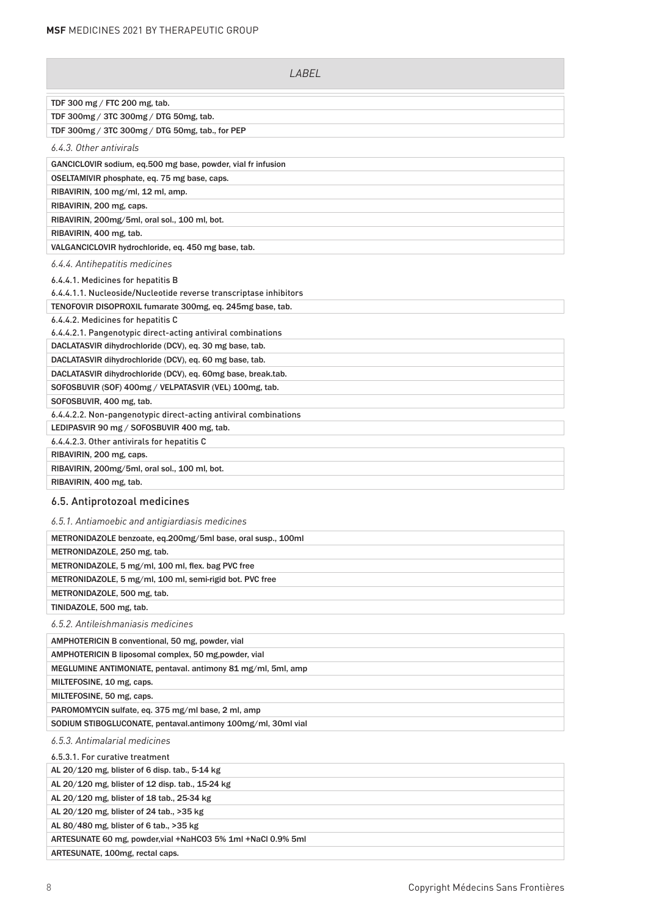| LABEL |
|---|
| TDF 300 mg / FTC 200 mg, tab. |
| TDF 300mg / 3TC 300mg / DTG 50mg, tab. |
| TDF 300mg / 3TC 300mg / DTG 50mg, tab., for PEP |

*6.4.3. Other antivirals*

| LABEL |
|---|
| GANCICLOVIR sodium, eq.500 mg base, powder, vial fr infusion |
| OSELTAMIVIR phosphate, eq. 75 mg base, caps. |
| RIBAVIRIN, 100 mg/ml, 12 ml, amp. |
| RIBAVIRIN, 200 mg, caps. |
| RIBAVIRIN, 200mg/5ml, oral sol., 100 ml, bot. |
| RIBAVIRIN, 400 mg, tab. |
| VALGANCICLOVIR hydrochloride, eq. 450 mg base, tab. |

*6.4.4. Antihepatitis medicines*

6.4.4.1. Medicines for hepatitis B

6.4.4.1.1. Nucleoside/Nucleotide reverse transcriptase inhibitors

| LABEL |
|---|
| TENOFOVIR DISOPROXIL fumarate 300mg, eq. 245mg base, tab. |

6.4.4.2. Medicines for hepatitis C

6.4.4.2.1. Pangenotypic direct-acting antiviral combinations

| LABEL |
|---|
| DACLATASVIR dihydrochloride (DCV), eq. 30 mg base, tab. |
| DACLATASVIR dihydrochloride (DCV), eq. 60 mg base, tab. |
| DACLATASVIR dihydrochloride (DCV), eq. 60mg base, break.tab. |
| SOFOSBUVIR (SOF) 400mg / VELPATASVIR (VEL) 100mg, tab. |
| SOFOSBUVIR, 400 mg, tab. |

6.4.4.2.2. Non-pangenotypic direct-acting antiviral combinations

| LABEL |
|---|
| LEDIPASVIR 90 mg / SOFOSBUVIR 400 mg, tab. |

6.4.4.2.3. Other antivirals for hepatitis C

| LABEL |
|---|
| RIBAVIRIN, 200 mg, caps. |
| RIBAVIRIN, 200mg/5ml, oral sol., 100 ml, bot. |
| RIBAVIRIN, 400 mg, tab. |

## 6.5. Antiprotozoal medicines

*6.5.1. Antiamoebic and antigiardiasis medicines*

| LABEL |
|---|
| METRONIDAZOLE benzoate, eq.200mg/5ml base, oral susp., 100ml |
| METRONIDAZOLE, 250 mg, tab. |
| METRONIDAZOLE, 5 mg/ml, 100 ml, flex. bag PVC free |
| METRONIDAZOLE, 5 mg/ml, 100 ml, semi-rigid bot. PVC free |
| METRONIDAZOLE, 500 mg, tab. |
| TINIDAZOLE, 500 mg, tab. |

*6.5.2. Antileishmaniasis medicines*

| LABEL |
|---|
| AMPHOTERICIN B conventional, 50 mg, powder, vial |
| AMPHOTERICIN B liposomal complex, 50 mg,powder, vial |
| MEGLUMINE ANTIMONIATE, pentaval. antimony 81 mg/ml, 5ml, amp |
| MILTEFOSINE, 10 mg, caps. |
| MILTEFOSINE, 50 mg, caps. |
| PAROMOMYCIN sulfate, eq. 375 mg/ml base, 2 ml, amp |
| SODIUM STIBOGLUCONATE, pentaval.antimony 100mg/ml, 30ml vial |

*6.5.3. Antimalarial medicines*

6.5.3.1. For curative treatment

| LABEL |
|---|
| AL 20/120 mg, blister of 6 disp. tab., 5-14 kg |
| AL 20/120 mg, blister of 12 disp. tab., 15-24 kg |
| AL 20/120 mg, blister of 18 tab., 25-34 kg |
| AL 20/120 mg, blister of 24 tab., >35 kg |
| AL 80/480 mg, blister of 6 tab., >35 kg |
| ARTESUNATE 60 mg, powder,vial +NaHCO3 5% 1ml +NaCl 0.9% 5ml |
| ARTESUNATE, 100mg, rectal caps. |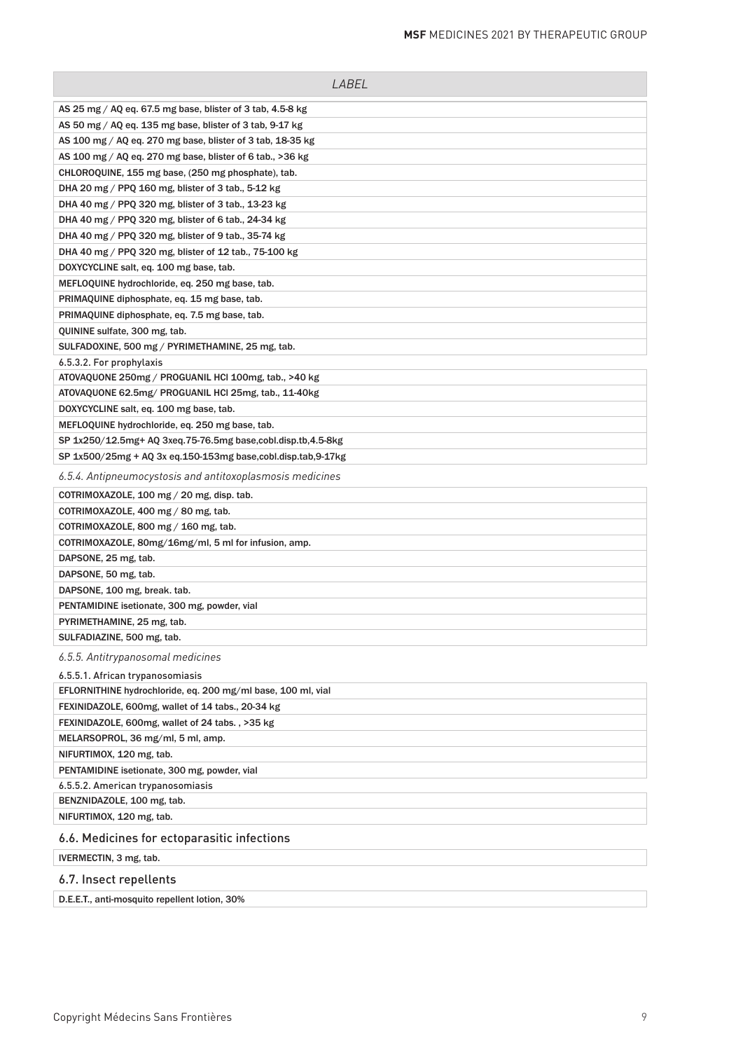| LABEL |
|---|
| AS 25 mg / AQ eq. 67.5 mg base, blister of 3 tab, 4.5-8 kg |
| AS 50 mg / AQ eq. 135 mg base, blister of 3 tab, 9-17 kg |
| AS 100 mg / AQ eq. 270 mg base, blister of 3 tab, 18-35 kg |
| AS 100 mg / AQ eq. 270 mg base, blister of 6 tab., >36 kg |
| CHLOROQUINE, 155 mg base, (250 mg phosphate), tab. |
| DHA 20 mg / PPQ 160 mg, blister of 3 tab., 5-12 kg |
| DHA 40 mg / PPQ 320 mg, blister of 3 tab., 13-23 kg |
| DHA 40 mg / PPQ 320 mg, blister of 6 tab., 24-34 kg |
| DHA 40 mg / PPQ 320 mg, blister of 9 tab., 35-74 kg |
| DHA 40 mg / PPQ 320 mg, blister of 12 tab., 75-100 kg |
| DOXYCYCLINE salt, eq. 100 mg base, tab. |
| MEFLOQUINE hydrochloride, eq. 250 mg base, tab. |
| PRIMAQUINE diphosphate, eq. 15 mg base, tab. |
| PRIMAQUINE diphosphate, eq. 7.5 mg base, tab. |
| QUININE sulfate, 300 mg, tab. |
| SULFADOXINE, 500 mg / PYRIMETHAMINE, 25 mg, tab. |

6.5.3.2. For prophylaxis

| LABEL |
|---|
| ATOVAQUONE 250mg / PROGUANIL HCl 100mg, tab., >40 kg |
| ATOVAQUONE 62.5mg/ PROGUANIL HCl 25mg, tab., 11-40kg |
| DOXYCYCLINE salt, eq. 100 mg base, tab. |
| MEFLOQUINE hydrochloride, eq. 250 mg base, tab. |
| SP 1x250/12.5mg+ AQ 3xeq.75-76.5mg base,cobl.disp.tb,4.5-8kg |
| SP 1x500/25mg + AQ 3x eq.150-153mg base,cobl.disp.tab,9-17kg |

*6.5.4. Antipneumocystosis and antitoxoplasmosis medicines*

| LABEL |
|---|
| COTRIMOXAZOLE, 100 mg / 20 mg, disp. tab. |
| COTRIMOXAZOLE, 400 mg / 80 mg, tab. |
| COTRIMOXAZOLE, 800 mg / 160 mg, tab. |
| COTRIMOXAZOLE, 80mg/16mg/ml, 5 ml for infusion, amp. |
| DAPSONE, 25 mg, tab. |
| DAPSONE, 50 mg, tab. |
| DAPSONE, 100 mg, break. tab. |
| PENTAMIDINE isetionate, 300 mg, powder, vial |
| PYRIMETHAMINE, 25 mg, tab. |
| SULFADIAZINE, 500 mg, tab. |

*6.5.5. Antitrypanosomal medicines*

6.5.5.1. African trypanosomiasis

| LABEL |
|---|
| EFLORNITHINE hydrochloride, eq. 200 mg/ml base, 100 ml, vial |
| FEXINIDAZOLE, 600mg, wallet of 14 tabs., 20-34 kg |
| FEXINIDAZOLE, 600mg, wallet of 24 tabs. , >35 kg |
| MELARSOPROL, 36 mg/ml, 5 ml, amp. |
| NIFURTIMOX, 120 mg, tab. |
| PENTAMIDINE isetionate, 300 mg, powder, vial |

6.5.5.2. American trypanosomiasis

| LABEL |
|---|
| BENZNIDAZOLE, 100 mg, tab. |
| NIFURTIMOX, 120 mg, tab. |

## 6.6. Medicines for ectoparasitic infections

| LABEL |
|---|
| IVERMECTIN, 3 mg, tab. |

## 6.7. Insect repellents

| LABEL |
|---|
| D.E.E.T., anti-mosquito repellent lotion, 30% |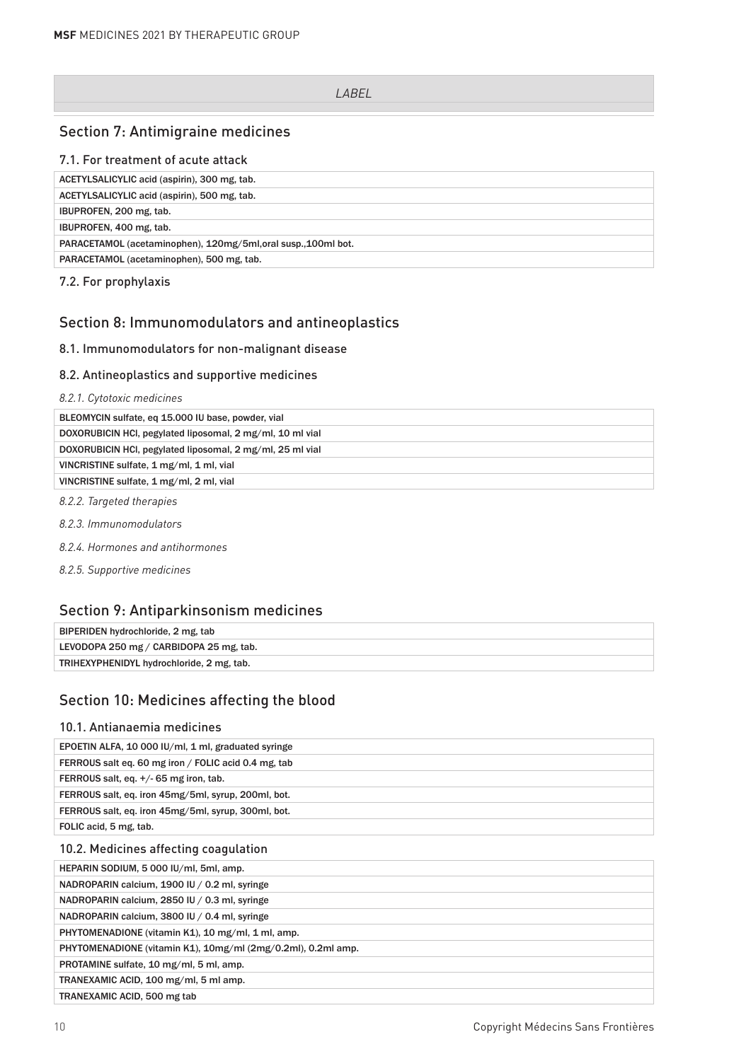| LABEL |
|---|

## Section 7: Antimigraine medicines

### 7.1. For treatment of acute attack

| |
|---|
| **ACETYLSALICYLIC acid** (aspirin), 300 mg, tab. |
| **ACETYLSALICYLIC acid** (aspirin), 500 mg, tab. |
| **IBUPROFEN**, 200 mg, tab. |
| **IBUPROFEN**, 400 mg, tab. |
| **PARACETAMOL** (acetaminophen), 120mg/5ml,oral susp.,100ml bot. |
| **PARACETAMOL** (acetaminophen), 500 mg, tab. |

### 7.2. For prophylaxis

## Section 8: Immunomodulators and antineoplastics

### 8.1. Immunomodulators for non-malignant disease

### 8.2. Antineoplastics and supportive medicines

*8.2.1. Cytotoxic medicines*

| |
|---|
| **BLEOMYCIN** sulfate, eq 15.000 IU base, powder, vial |
| **DOXORUBICIN** HCl, pegylated liposomal, 2 mg/ml, 10 ml vial |
| **DOXORUBICIN** HCl, pegylated liposomal, 2 mg/ml, 25 ml vial |
| **VINCRISTINE** sulfate, 1 mg/ml, 1 ml, vial |
| **VINCRISTINE** sulfate, 1 mg/ml, 2 ml, vial |

*8.2.2. Targeted therapies*

*8.2.3. Immunomodulators*

*8.2.4. Hormones and antihormones*

*8.2.5. Supportive medicines*

## Section 9: Antiparkinsonism medicines

| |
|---|
| **BIPERIDEN** hydrochloride, 2 mg, tab |
| **LEVODOPA** 250 mg / **CARBIDOPA** 25 mg, tab. |
| **TRIHEXYPHENIDYL** hydrochloride, 2 mg, tab. |

## Section 10: Medicines affecting the blood

### 10.1. Antianaemia medicines

| |
|---|
| **EPOETIN ALFA**, 10 000 IU/ml, 1 ml, graduated syringe |
| **FERROUS** salt eq. 60 mg iron / **FOLIC** acid 0.4 mg, tab |
| **FERROUS** salt, eq. +/- 65 mg iron, tab. |
| **FERROUS** salt, eq. iron 45mg/5ml, syrup, 200ml, bot. |
| **FERROUS** salt, eq. iron 45mg/5ml, syrup, 300ml, bot. |
| **FOLIC** acid, 5 mg, tab. |

### 10.2. Medicines affecting coagulation

| |
|---|
| **HEPARIN SODIUM**, 5 000 IU/ml, 5ml, amp. |
| **NADROPARIN** calcium, 1900 IU / 0.2 ml, syringe |
| **NADROPARIN** calcium, 2850 IU / 0.3 ml, syringe |
| **NADROPARIN** calcium, 3800 IU / 0.4 ml, syringe |
| **PHYTOMENADIONE** (vitamin K1), 10 mg/ml, 1 ml, amp. |
| **PHYTOMENADIONE** (vitamin K1), 10mg/ml (2mg/0.2ml), 0.2ml amp. |
| **PROTAMINE** sulfate, 10 mg/ml, 5 ml, amp. |
| **TRANEXAMIC ACID**, 100 mg/ml, 5 ml amp. |
| **TRANEXAMIC ACID**, 500 mg tab |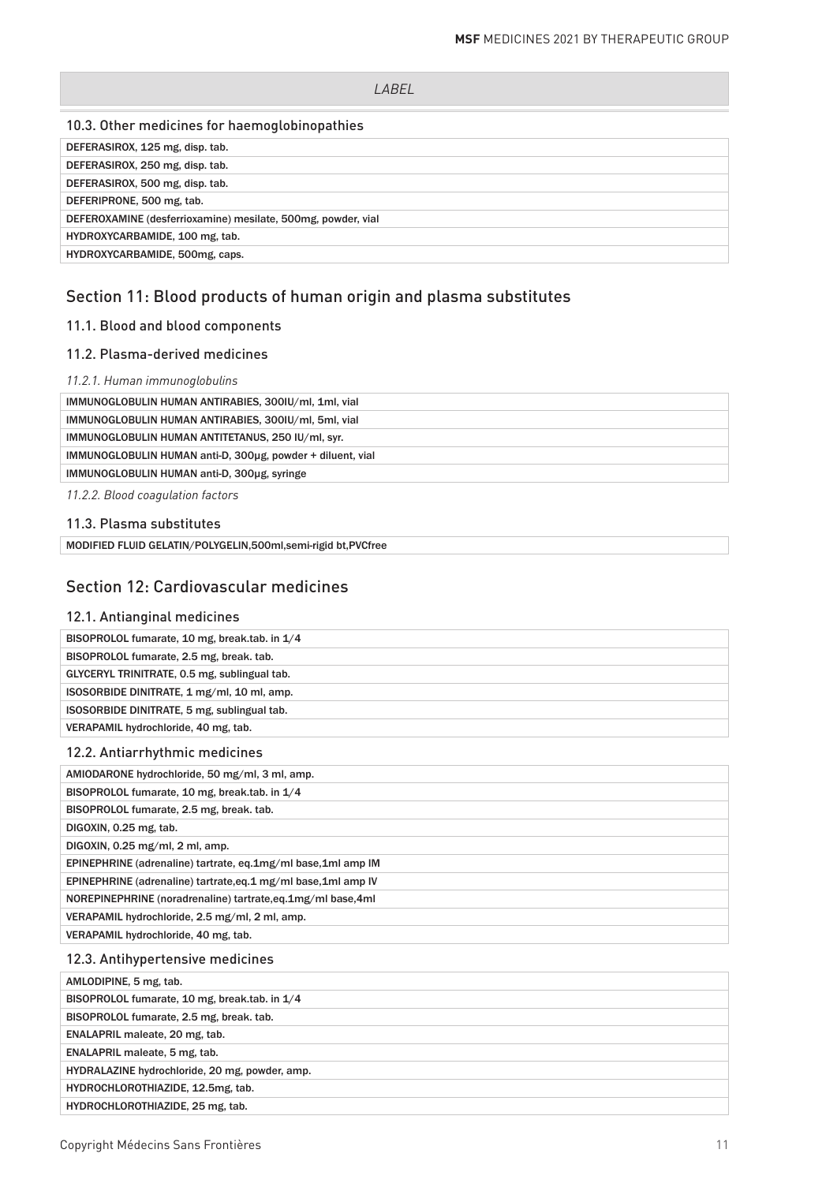| LABEL |
|---|

### 10.3. Other medicines for haemoglobinopathies

| |
|---|
| DEFERASIROX, 125 mg, disp. tab. |
| DEFERASIROX, 250 mg, disp. tab. |
| DEFERASIROX, 500 mg, disp. tab. |
| DEFERIPRONE, 500 mg, tab. |
| DEFEROXAMINE (desferrioxamine) mesilate, 500mg, powder, vial |
| HYDROXYCARBAMIDE, 100 mg, tab. |
| HYDROXYCARBAMIDE, 500mg, caps. |

## Section 11: Blood products of human origin and plasma substitutes

### 11.1. Blood and blood components

### 11.2. Plasma-derived medicines

*11.2.1. Human immunoglobulins*

| |
|---|
| IMMUNOGLOBULIN HUMAN ANTIRABIES, 300IU/ml, 1ml, vial |
| IMMUNOGLOBULIN HUMAN ANTIRABIES, 300IU/ml, 5ml, vial |
| IMMUNOGLOBULIN HUMAN ANTITETANUS, 250 IU/ml, syr. |
| IMMUNOGLOBULIN HUMAN anti-D, 300µg, powder + diluent, vial |
| IMMUNOGLOBULIN HUMAN anti-D, 300µg, syringe |

*11.2.2. Blood coagulation factors*

### 11.3. Plasma substitutes

| |
|---|
| MODIFIED FLUID GELATIN/POLYGELIN,500ml,semi-rigid bt,PVCfree |

## Section 12: Cardiovascular medicines

### 12.1. Antianginal medicines

| |
|---|
| BISOPROLOL fumarate, 10 mg, break.tab. in 1/4 |
| BISOPROLOL fumarate, 2.5 mg, break. tab. |
| GLYCERYL TRINITRATE, 0.5 mg, sublingual tab. |
| ISOSORBIDE DINITRATE, 1 mg/ml, 10 ml, amp. |
| ISOSORBIDE DINITRATE, 5 mg, sublingual tab. |
| VERAPAMIL hydrochloride, 40 mg, tab. |

### 12.2. Antiarrhythmic medicines

| |
|---|
| AMIODARONE hydrochloride, 50 mg/ml, 3 ml, amp. |
| BISOPROLOL fumarate, 10 mg, break.tab. in 1/4 |
| BISOPROLOL fumarate, 2.5 mg, break. tab. |
| DIGOXIN, 0.25 mg, tab. |
| DIGOXIN, 0.25 mg/ml, 2 ml, amp. |
| EPINEPHRINE (adrenaline) tartrate, eq.1mg/ml base,1ml amp IM |
| EPINEPHRINE (adrenaline) tartrate,eq.1 mg/ml base,1ml amp IV |
| NOREPINEPHRINE (noradrenaline) tartrate,eq.1mg/ml base,4ml |
| VERAPAMIL hydrochloride, 2.5 mg/ml, 2 ml, amp. |
| VERAPAMIL hydrochloride, 40 mg, tab. |

### 12.3. Antihypertensive medicines

| |
|---|
| AMLODIPINE, 5 mg, tab. |
| BISOPROLOL fumarate, 10 mg, break.tab. in 1/4 |
| BISOPROLOL fumarate, 2.5 mg, break. tab. |
| ENALAPRIL maleate, 20 mg, tab. |
| ENALAPRIL maleate, 5 mg, tab. |
| HYDRALAZINE hydrochloride, 20 mg, powder, amp. |
| HYDROCHLOROTHIAZIDE, 12.5mg, tab. |
| HYDROCHLOROTHIAZIDE, 25 mg, tab. |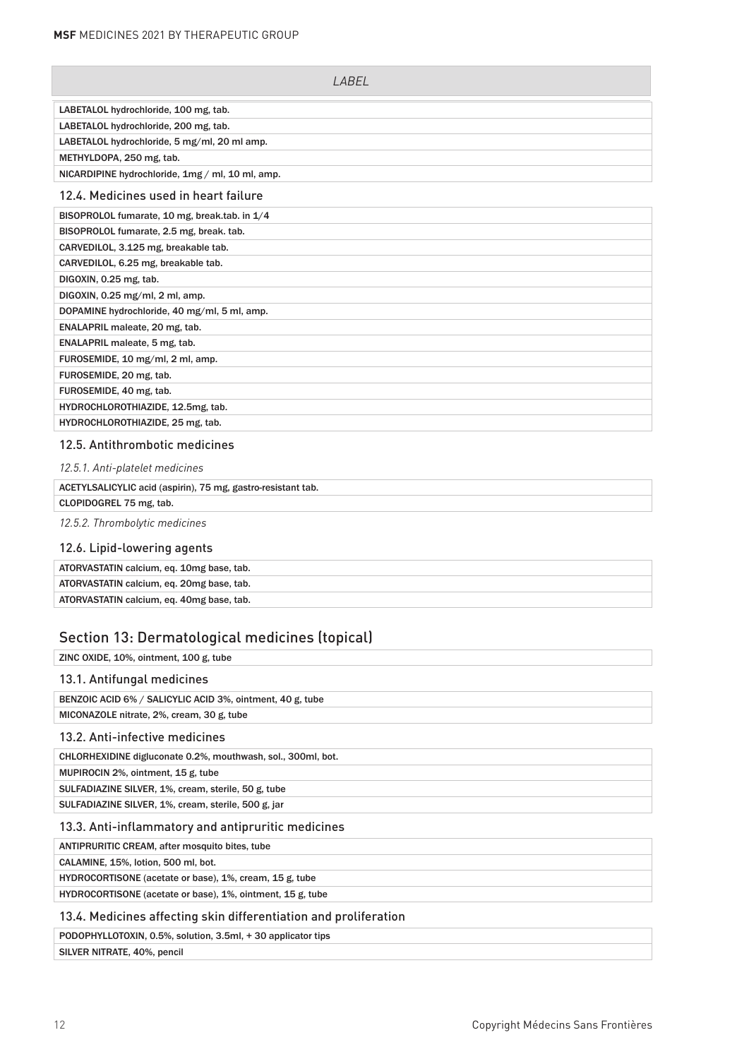| LABEL |
|---|
| LABETALOL hydrochloride, 100 mg, tab. |
| LABETALOL hydrochloride, 200 mg, tab. |
| LABETALOL hydrochloride, 5 mg/ml, 20 ml amp. |
| METHYLDOPA, 250 mg, tab. |
| NICARDIPINE hydrochloride, 1mg / ml, 10 ml, amp. |

### 12.4. Medicines used in heart failure

| |
|---|
| BISOPROLOL fumarate, 10 mg, break.tab. in 1/4 |
| BISOPROLOL fumarate, 2.5 mg, break. tab. |
| CARVEDILOL, 3.125 mg, breakable tab. |
| CARVEDILOL, 6.25 mg, breakable tab. |
| DIGOXIN, 0.25 mg, tab. |
| DIGOXIN, 0.25 mg/ml, 2 ml, amp. |
| DOPAMINE hydrochloride, 40 mg/ml, 5 ml, amp. |
| ENALAPRIL maleate, 20 mg, tab. |
| ENALAPRIL maleate, 5 mg, tab. |
| FUROSEMIDE, 10 mg/ml, 2 ml, amp. |
| FUROSEMIDE, 20 mg, tab. |
| FUROSEMIDE, 40 mg, tab. |
| HYDROCHLOROTHIAZIDE, 12.5mg, tab. |
| HYDROCHLOROTHIAZIDE, 25 mg, tab. |

### 12.5. Antithrombotic medicines

*12.5.1. Anti-platelet medicines*

| |
|---|
| ACETYLSALICYLIC acid (aspirin), 75 mg, gastro-resistant tab. |
| CLOPIDOGREL 75 mg, tab. |

*12.5.2. Thrombolytic medicines*

### 12.6. Lipid-lowering agents

| |
|---|
| ATORVASTATIN calcium, eq. 10mg base, tab. |
| ATORVASTATIN calcium, eq. 20mg base, tab. |
| ATORVASTATIN calcium, eq. 40mg base, tab. |

## Section 13: Dermatological medicines (topical)

| |
|---|
| ZINC OXIDE, 10%, ointment, 100 g, tube |

### 13.1. Antifungal medicines

| |
|---|
| BENZOIC ACID 6% / SALICYLIC ACID 3%, ointment, 40 g, tube |
| MICONAZOLE nitrate, 2%, cream, 30 g, tube |

### 13.2. Anti-infective medicines

| |
|---|
| CHLORHEXIDINE digluconate 0.2%, mouthwash, sol., 300ml, bot. |
| MUPIROCIN 2%, ointment, 15 g, tube |
| SULFADIAZINE SILVER, 1%, cream, sterile, 50 g, tube |
| SULFADIAZINE SILVER, 1%, cream, sterile, 500 g, jar |

### 13.3. Anti-inflammatory and antipruritic medicines

| |
|---|
| ANTIPRURITIC CREAM, after mosquito bites, tube |
| CALAMINE, 15%, lotion, 500 ml, bot. |
| HYDROCORTISONE (acetate or base), 1%, cream, 15 g, tube |
| HYDROCORTISONE (acetate or base), 1%, ointment, 15 g, tube |

### 13.4. Medicines affecting skin differentiation and proliferation

| |
|---|
| PODOPHYLLOTOXIN, 0.5%, solution, 3.5ml, + 30 applicator tips |
| SILVER NITRATE, 40%, pencil |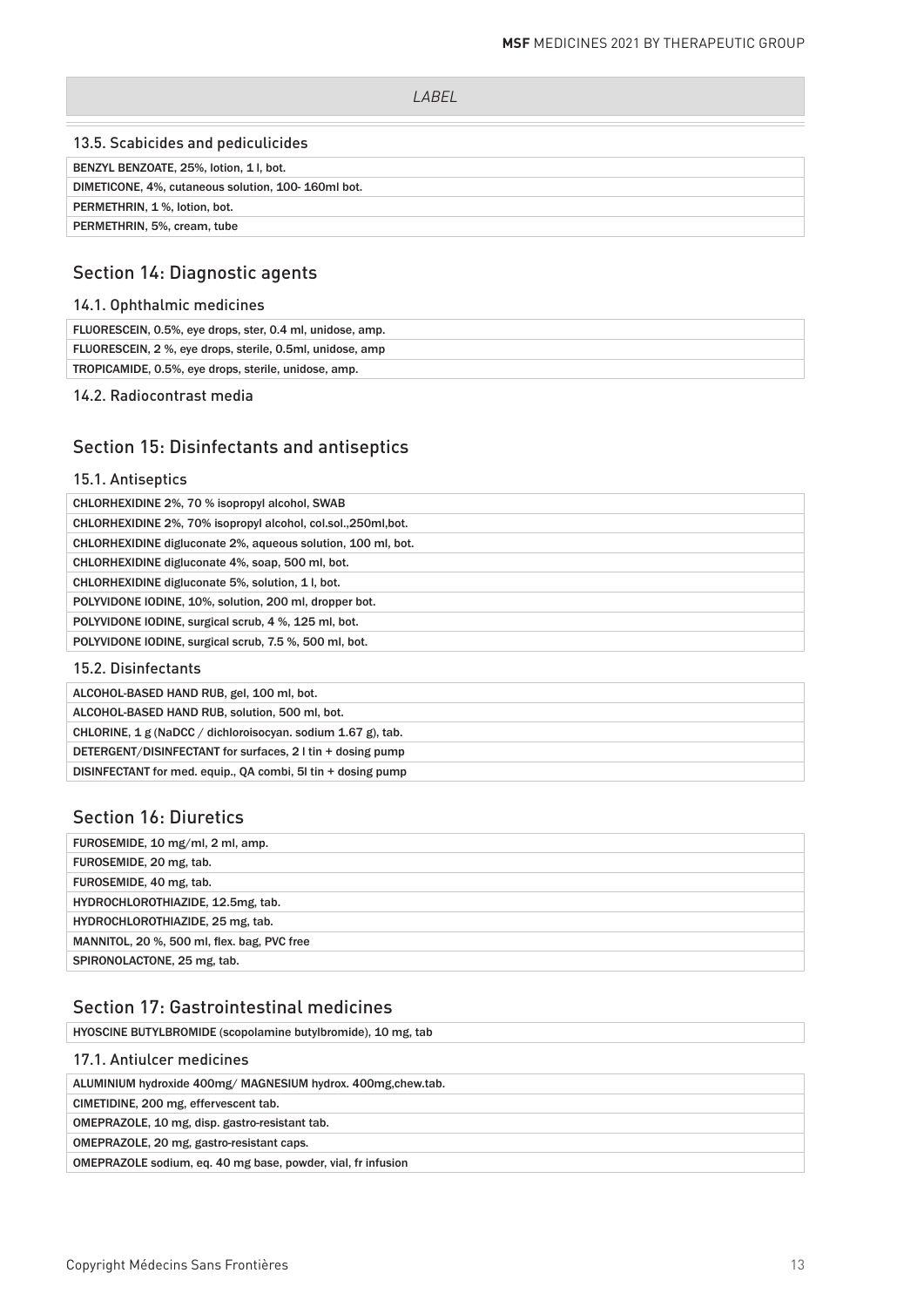| *LABEL* |
| --- |

### 13.5. Scabicides and pediculicides

| |
| --- |
| BENZYL BENZOATE, 25%, lotion, 1 l, bot. |
| DIMETICONE, 4%, cutaneous solution, 100- 160ml bot. |
| PERMETHRIN, 1 %, lotion, bot. |
| PERMETHRIN, 5%, cream, tube |

## Section 14: Diagnostic agents

### 14.1. Ophthalmic medicines

| |
| --- |
| FLUORESCEIN, 0.5%, eye drops, ster, 0.4 ml, unidose, amp. |
| FLUORESCEIN, 2 %, eye drops, sterile, 0.5ml, unidose, amp |
| TROPICAMIDE, 0.5%, eye drops, sterile, unidose, amp. |

### 14.2. Radiocontrast media

## Section 15: Disinfectants and antiseptics

### 15.1. Antiseptics

| |
| --- |
| CHLORHEXIDINE 2%, 70 % isopropyl alcohol, SWAB |
| CHLORHEXIDINE 2%, 70% isopropyl alcohol, col.sol.,250ml,bot. |
| CHLORHEXIDINE digluconate 2%, aqueous solution, 100 ml, bot. |
| CHLORHEXIDINE digluconate 4%, soap, 500 ml, bot. |
| CHLORHEXIDINE digluconate 5%, solution, 1 l, bot. |
| POLYVIDONE IODINE, 10%, solution, 200 ml, dropper bot. |
| POLYVIDONE IODINE, surgical scrub, 4 %, 125 ml, bot. |
| POLYVIDONE IODINE, surgical scrub, 7.5 %, 500 ml, bot. |

### 15.2. Disinfectants

| |
| --- |
| ALCOHOL-BASED HAND RUB, gel, 100 ml, bot. |
| ALCOHOL-BASED HAND RUB, solution, 500 ml, bot. |
| CHLORINE, 1 g (NaDCC / dichloroisocyan. sodium 1.67 g), tab. |
| DETERGENT/DISINFECTANT for surfaces, 2 l tin + dosing pump |
| DISINFECTANT for med. equip., QA combi, 5l tin + dosing pump |

## Section 16: Diuretics

| |
| --- |
| FUROSEMIDE, 10 mg/ml, 2 ml, amp. |
| FUROSEMIDE, 20 mg, tab. |
| FUROSEMIDE, 40 mg, tab. |
| HYDROCHLOROTHIAZIDE, 12.5mg, tab. |
| HYDROCHLOROTHIAZIDE, 25 mg, tab. |
| MANNITOL, 20 %, 500 ml, flex. bag, PVC free |
| SPIRONOLACTONE, 25 mg, tab. |

## Section 17: Gastrointestinal medicines

| |
| --- |
| HYOSCINE BUTYLBROMIDE (scopolamine butylbromide), 10 mg, tab |

### 17.1. Antiulcer medicines

| |
| --- |
| ALUMINIUM hydroxide 400mg/ MAGNESIUM hydrox. 400mg,chew.tab. |
| CIMETIDINE, 200 mg, effervescent tab. |
| OMEPRAZOLE, 10 mg, disp. gastro-resistant tab. |
| OMEPRAZOLE, 20 mg, gastro-resistant caps. |
| OMEPRAZOLE sodium, eq. 40 mg base, powder, vial, fr infusion |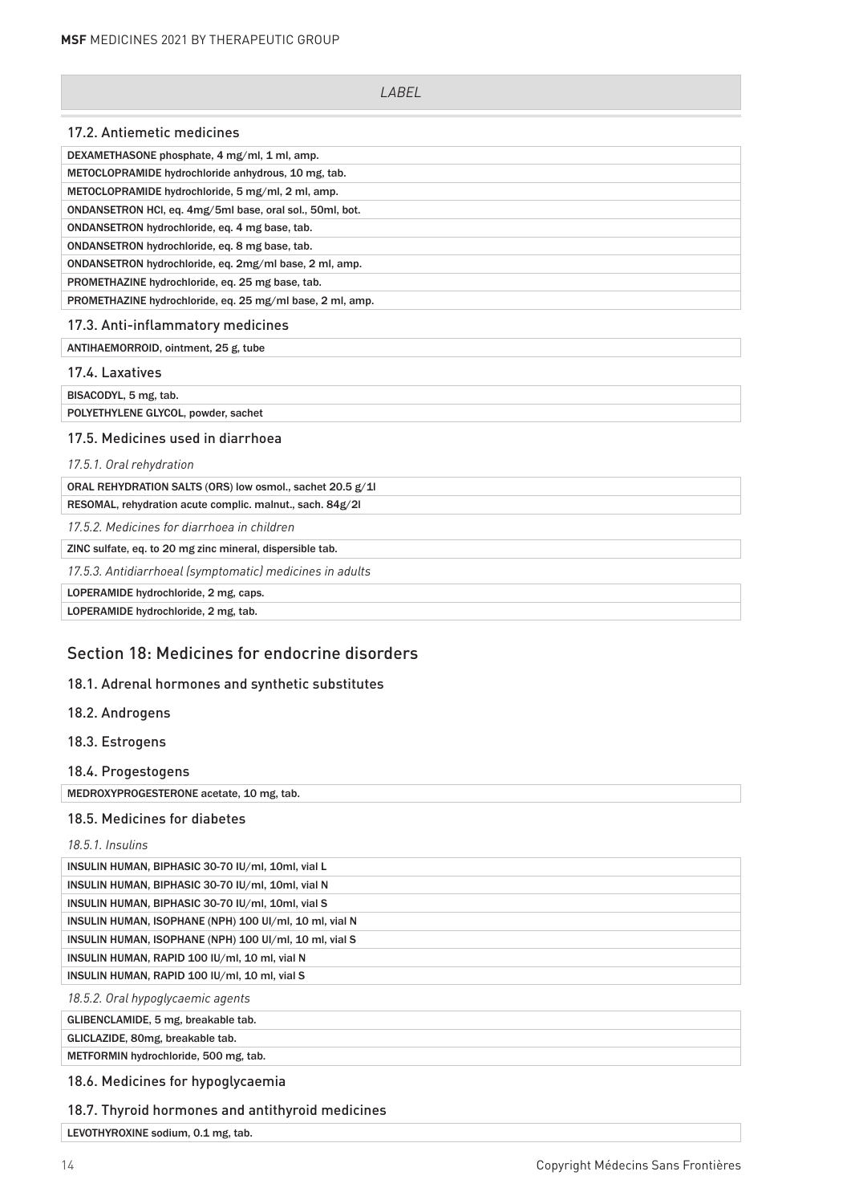| LABEL |
|---|

### 17.2. Antiemetic medicines

| |
|---|
| DEXAMETHASONE phosphate, 4 mg/ml, 1 ml, amp. |
| METOCLOPRAMIDE hydrochloride anhydrous, 10 mg, tab. |
| METOCLOPRAMIDE hydrochloride, 5 mg/ml, 2 ml, amp. |
| ONDANSETRON HCl, eq. 4mg/5ml base, oral sol., 50ml, bot. |
| ONDANSETRON hydrochloride, eq. 4 mg base, tab. |
| ONDANSETRON hydrochloride, eq. 8 mg base, tab. |
| ONDANSETRON hydrochloride, eq. 2mg/ml base, 2 ml, amp. |
| PROMETHAZINE hydrochloride, eq. 25 mg base, tab. |
| PROMETHAZINE hydrochloride, eq. 25 mg/ml base, 2 ml, amp. |

### 17.3. Anti-inflammatory medicines

| |
|---|
| ANTIHAEMORROID, ointment, 25 g, tube |

### 17.4. Laxatives

| |
|---|
| BISACODYL, 5 mg, tab. |
| POLYETHYLENE GLYCOL, powder, sachet |

### 17.5. Medicines used in diarrhoea

*17.5.1. Oral rehydration*

| |
|---|
| ORAL REHYDRATION SALTS (ORS) low osmol., sachet 20.5 g/1l |
| RESOMAL, rehydration acute complic. malnut., sach. 84g/2l |

*17.5.2. Medicines for diarrhoea in children*

| |
|---|
| ZINC sulfate, eq. to 20 mg zinc mineral, dispersible tab. |

*17.5.3. Antidiarrhoeal (symptomatic) medicines in adults*

| |
|---|
| LOPERAMIDE hydrochloride, 2 mg, caps. |
| LOPERAMIDE hydrochloride, 2 mg, tab. |

## Section 18: Medicines for endocrine disorders

### 18.1. Adrenal hormones and synthetic substitutes

### 18.2. Androgens

### 18.3. Estrogens

### 18.4. Progestogens

| |
|---|
| MEDROXYPROGESTERONE acetate, 10 mg, tab. |

### 18.5. Medicines for diabetes

*18.5.1. Insulins*

| |
|---|
| INSULIN HUMAN, BIPHASIC 30-70 IU/ml, 10ml, vial L |
| INSULIN HUMAN, BIPHASIC 30-70 IU/ml, 10ml, vial N |
| INSULIN HUMAN, BIPHASIC 30-70 IU/ml, 10ml, vial S |
| INSULIN HUMAN, ISOPHANE (NPH) 100 UI/ml, 10 ml, vial N |
| INSULIN HUMAN, ISOPHANE (NPH) 100 UI/ml, 10 ml, vial S |
| INSULIN HUMAN, RAPID 100 IU/ml, 10 ml, vial N |
| INSULIN HUMAN, RAPID 100 IU/ml, 10 ml, vial S |

*18.5.2. Oral hypoglycaemic agents*

| |
|---|
| GLIBENCLAMIDE, 5 mg, breakable tab. |
| GLICLAZIDE, 80mg, breakable tab. |
| METFORMIN hydrochloride, 500 mg, tab. |

### 18.6. Medicines for hypoglycaemia

### 18.7. Thyroid hormones and antithyroid medicines

| |
|---|
| LEVOTHYROXINE sodium, 0.1 mg, tab. |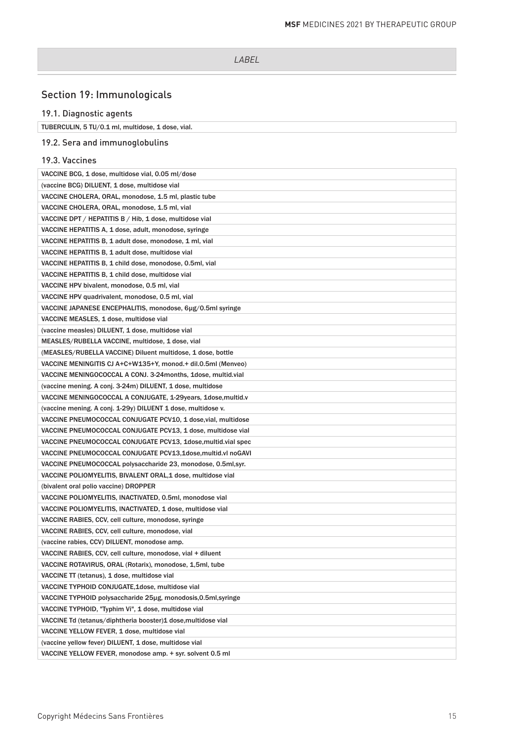| LABEL |
| --- |

## Section 19: Immunologicals

### 19.1. Diagnostic agents

| |
| --- |
| TUBERCULIN, 5 TU/0.1 ml, multidose, 1 dose, vial. |

### 19.2. Sera and immunoglobulins

### 19.3. Vaccines

| |
| --- |
| VACCINE BCG, 1 dose, multidose vial, 0.05 ml/dose |
| (vaccine BCG) DILUENT, 1 dose, multidose vial |
| VACCINE CHOLERA, ORAL, monodose, 1.5 ml, plastic tube |
| VACCINE CHOLERA, ORAL, monodose, 1.5 ml, vial |
| VACCINE DPT / HEPATITIS B / Hib, 1 dose, multidose vial |
| VACCINE HEPATITIS A, 1 dose, adult, monodose, syringe |
| VACCINE HEPATITIS B, 1 adult dose, monodose, 1 ml, vial |
| VACCINE HEPATITIS B, 1 adult dose, multidose vial |
| VACCINE HEPATITIS B, 1 child dose, monodose, 0.5ml, vial |
| VACCINE HEPATITIS B, 1 child dose, multidose vial |
| VACCINE HPV bivalent, monodose, 0.5 ml, vial |
| VACCINE HPV quadrivalent, monodose, 0.5 ml, vial |
| VACCINE JAPANESE ENCEPHALITIS, monodose, 6µg/0.5ml syringe |
| VACCINE MEASLES, 1 dose, multidose vial |
| (vaccine measles) DILUENT, 1 dose, multidose vial |
| MEASLES/RUBELLA VACCINE, multidose, 1 dose, vial |
| (MEASLES/RUBELLA VACCINE) Diluent multidose, 1 dose, bottle |
| VACCINE MENINGITIS CJ A+C+W135+Y, monod.+ dil.0.5ml (Menveo) |
| VACCINE MENINGOCOCCAL A CONJ. 3-24months, 1dose, multid.vial |
| (vaccine mening. A conj. 3-24m) DILUENT, 1 dose, multidose |
| VACCINE MENINGOCOCCAL A CONJUGATE, 1-29years, 1dose,multid.v |
| (vaccine mening. A conj. 1-29y) DILUENT 1 dose, multidose v. |
| VACCINE PNEUMOCOCCAL CONJUGATE PCV10, 1 dose,vial, multidose |
| VACCINE PNEUMOCOCCAL CONJUGATE PCV13, 1 dose, multidose vial |
| VACCINE PNEUMOCOCCAL CONJUGATE PCV13, 1dose,multid.vial spec |
| VACCINE PNEUMOCOCCAL CONJUGATE PCV13,1dose,multid.vl noGAVI |
| VACCINE PNEUMOCOCCAL polysaccharide 23, monodose, 0.5ml,syr. |
| VACCINE POLIOMYELITIS, BIVALENT ORAL,1 dose, multidose vial |
| (bivalent oral polio vaccine) DROPPER |
| VACCINE POLIOMYELITIS, INACTIVATED, 0.5ml, monodose vial |
| VACCINE POLIOMYELITIS, INACTIVATED, 1 dose, multidose vial |
| VACCINE RABIES, CCV, cell culture, monodose, syringe |
| VACCINE RABIES, CCV, cell culture, monodose, vial |
| (vaccine rabies, CCV) DILUENT, monodose amp. |
| VACCINE RABIES, CCV, cell culture, monodose, vial + diluent |
| VACCINE ROTAVIRUS, ORAL (Rotarix), monodose, 1,5ml, tube |
| VACCINE TT (tetanus), 1 dose, multidose vial |
| VACCINE TYPHOID CONJUGATE,1dose, multidose vial |
| VACCINE TYPHOID polysaccharide 25µg, monodosis,0.5ml,syringe |
| VACCINE TYPHOID, "Typhim Vi", 1 dose, multidose vial |
| VACCINE Td (tetanus/diphtheria booster)1 dose,multidose vial |
| VACCINE YELLOW FEVER, 1 dose, multidose vial |
| (vaccine yellow fever) DILUENT, 1 dose, multidose vial |
| VACCINE YELLOW FEVER, monodose amp. + syr. solvent 0.5 ml |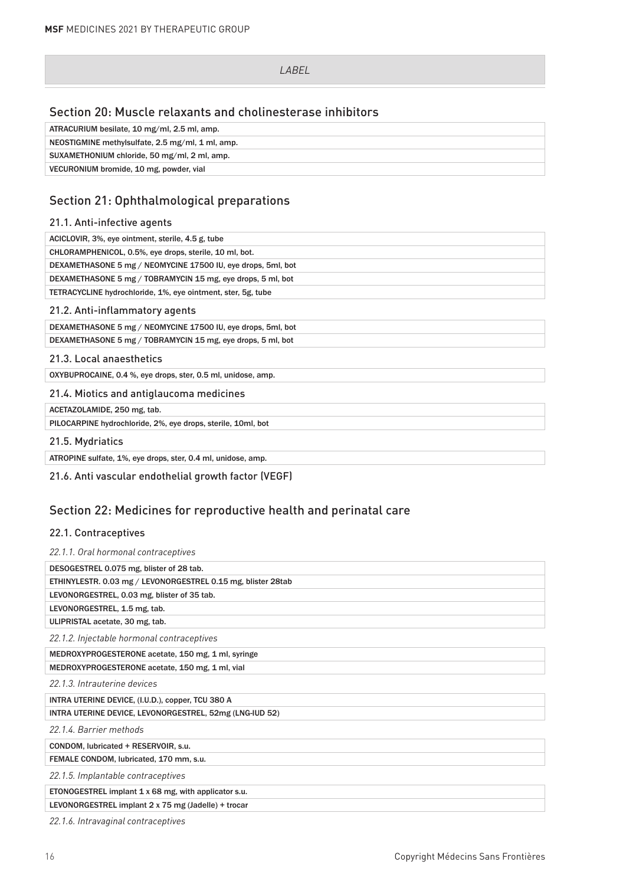| LABEL |
|---|

## Section 20: Muscle relaxants and cholinesterase inhibitors

| |
|---|
| ATRACURIUM besilate, 10 mg/ml, 2.5 ml, amp. |
| NEOSTIGMINE methylsulfate, 2.5 mg/ml, 1 ml, amp. |
| SUXAMETHONIUM chloride, 50 mg/ml, 2 ml, amp. |
| VECURONIUM bromide, 10 mg, powder, vial |

## Section 21: Ophthalmological preparations

### 21.1. Anti-infective agents

| |
|---|
| ACICLOVIR, 3%, eye ointment, sterile, 4.5 g, tube |
| CHLORAMPHENICOL, 0.5%, eye drops, sterile, 10 ml, bot. |
| DEXAMETHASONE 5 mg / NEOMYCINE 17500 IU, eye drops, 5ml, bot |
| DEXAMETHASONE 5 mg / TOBRAMYCIN 15 mg, eye drops, 5 ml, bot |
| TETRACYCLINE hydrochloride, 1%, eye ointment, ster, 5g, tube |

### 21.2. Anti-inflammatory agents

| |
|---|
| DEXAMETHASONE 5 mg / NEOMYCINE 17500 IU, eye drops, 5ml, bot |
| DEXAMETHASONE 5 mg / TOBRAMYCIN 15 mg, eye drops, 5 ml, bot |

### 21.3. Local anaesthetics

| |
|---|
| OXYBUPROCAINE, 0.4 %, eye drops, ster, 0.5 ml, unidose, amp. |

### 21.4. Miotics and antiglaucoma medicines

| |
|---|
| ACETAZOLAMIDE, 250 mg, tab. |
| PILOCARPINE hydrochloride, 2%, eye drops, sterile, 10ml, bot |

### 21.5. Mydriatics

| |
|---|
| ATROPINE sulfate, 1%, eye drops, ster, 0.4 ml, unidose, amp. |

### 21.6. Anti vascular endothelial growth factor (VEGF)

## Section 22: Medicines for reproductive health and perinatal care

### 22.1. Contraceptives

*22.1.1. Oral hormonal contraceptives*

| |
|---|
| DESOGESTREL 0.075 mg, blister of 28 tab. |
| ETHINYLESTR. 0.03 mg / LEVONORGESTREL 0.15 mg, blister 28tab |
| LEVONORGESTREL, 0.03 mg, blister of 35 tab. |
| LEVONORGESTREL, 1.5 mg, tab. |
| ULIPRISTAL acetate, 30 mg, tab. |

*22.1.2. Injectable hormonal contraceptives*

| |
|---|
| MEDROXYPROGESTERONE acetate, 150 mg, 1 ml, syringe |
| MEDROXYPROGESTERONE acetate, 150 mg, 1 ml, vial |

*22.1.3. Intrauterine devices*

| |
|---|
| INTRA UTERINE DEVICE, (I.U.D.), copper, TCU 380 A |
| INTRA UTERINE DEVICE, LEVONORGESTREL, 52mg (LNG-IUD 52) |

*22.1.4. Barrier methods*

| |
|---|
| CONDOM, lubricated + RESERVOIR, s.u. |
| FEMALE CONDOM, lubricated, 170 mm, s.u. |

*22.1.5. Implantable contraceptives*

| |
|---|
| ETONOGESTREL implant 1 x 68 mg, with applicator s.u. |
| LEVONORGESTREL implant 2 x 75 mg (Jadelle) + trocar |

*22.1.6. Intravaginal contraceptives*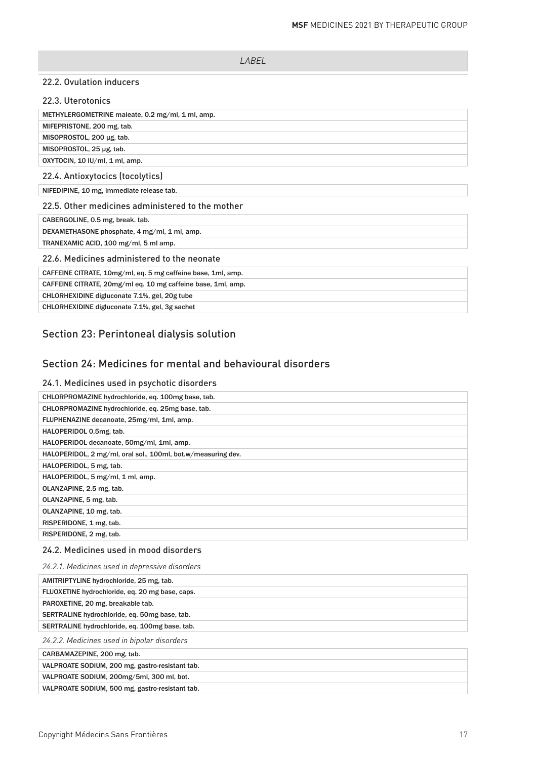| LABEL |
| --- |

## 22.2. Ovulation inducers

## 22.3. Uterotonics

| |
| --- |
| METHYLERGOMETRINE maleate, 0.2 mg/ml, 1 ml, amp. |
| MIFEPRISTONE, 200 mg, tab. |
| MISOPROSTOL, 200 µg, tab. |
| MISOPROSTOL, 25 µg, tab. |
| OXYTOCIN, 10 IU/ml, 1 ml, amp. |

## 22.4. Antioxytocics (tocolytics)

| |
| --- |
| NIFEDIPINE, 10 mg, immediate release tab. |

## 22.5. Other medicines administered to the mother

| |
| --- |
| CABERGOLINE, 0.5 mg, break. tab. |
| DEXAMETHASONE phosphate, 4 mg/ml, 1 ml, amp. |
| TRANEXAMIC ACID, 100 mg/ml, 5 ml amp. |

## 22.6. Medicines administered to the neonate

| |
| --- |
| CAFFEINE CITRATE, 10mg/ml, eq. 5 mg caffeine base, 1ml, amp. |
| CAFFEINE CITRATE, 20mg/ml eq. 10 mg caffeine base, 1ml, amp. |
| CHLORHEXIDINE digluconate 7.1%, gel, 20g tube |
| CHLORHEXIDINE digluconate 7.1%, gel, 3g sachet |

# Section 23: Perintoneal dialysis solution

# Section 24: Medicines for mental and behavioural disorders

## 24.1. Medicines used in psychotic disorders

| |
| --- |
| CHLORPROMAZINE hydrochloride, eq. 100mg base, tab. |
| CHLORPROMAZINE hydrochloride, eq. 25mg base, tab. |
| FLUPHENAZINE decanoate, 25mg/ml, 1ml, amp. |
| HALOPERIDOL 0.5mg, tab. |
| HALOPERIDOL decanoate, 50mg/ml, 1ml, amp. |
| HALOPERIDOL, 2 mg/ml, oral sol., 100ml, bot.w/measuring dev. |
| HALOPERIDOL, 5 mg, tab. |
| HALOPERIDOL, 5 mg/ml, 1 ml, amp. |
| OLANZAPINE, 2.5 mg, tab. |
| OLANZAPINE, 5 mg, tab. |
| OLANZAPINE, 10 mg, tab. |
| RISPERIDONE, 1 mg, tab. |
| RISPERIDONE, 2 mg, tab. |

## 24.2. Medicines used in mood disorders

*24.2.1. Medicines used in depressive disorders*

| |
| --- |
| AMITRIPTYLINE hydrochloride, 25 mg, tab. |
| FLUOXETINE hydrochloride, eq. 20 mg base, caps. |
| PAROXETINE, 20 mg, breakable tab. |
| SERTRALINE hydrochloride, eq. 50mg base, tab. |
| SERTRALINE hydrochloride, eq. 100mg base, tab. |

*24.2.2. Medicines used in bipolar disorders*

| |
| --- |
| CARBAMAZEPINE, 200 mg, tab. |
| VALPROATE SODIUM, 200 mg, gastro-resistant tab. |
| VALPROATE SODIUM, 200mg/5ml, 300 ml, bot. |
| VALPROATE SODIUM, 500 mg, gastro-resistant tab. |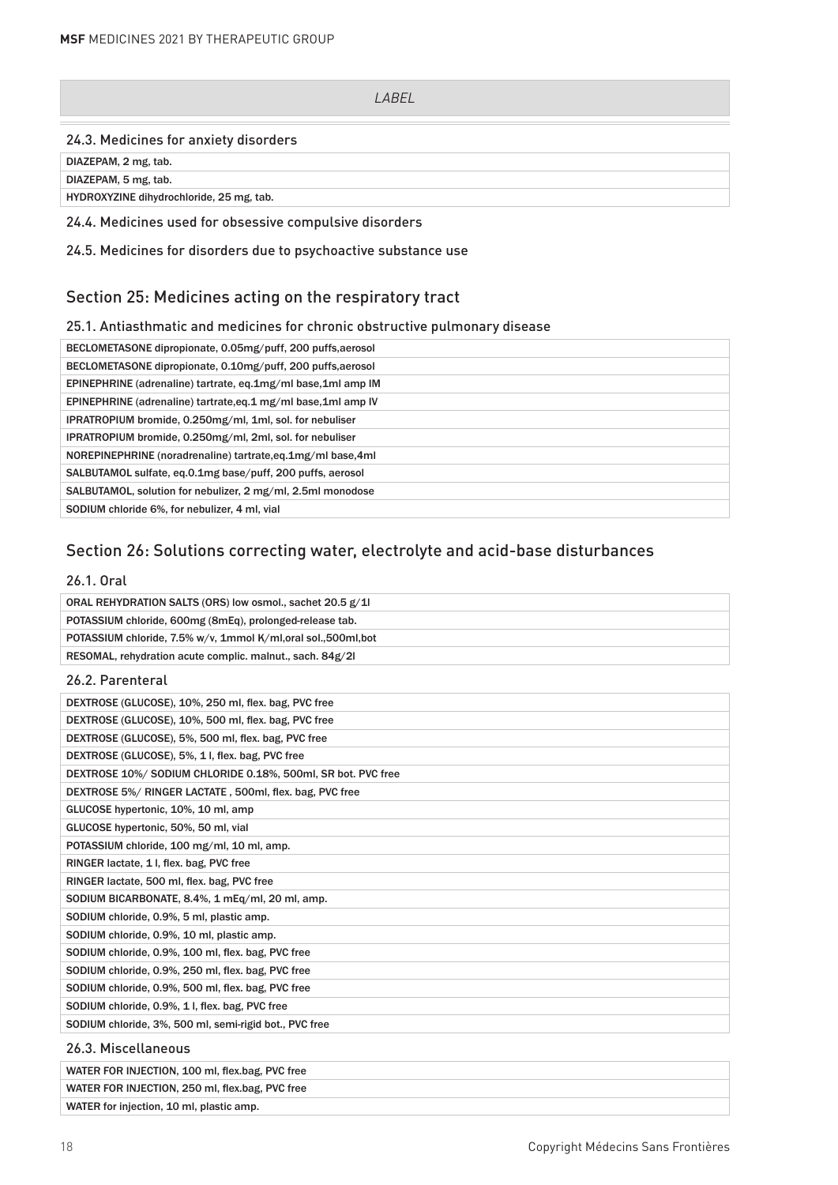| LABEL |
|---|

### 24.3. Medicines for anxiety disorders

| |
|---|
| DIAZEPAM, 2 mg, tab. |
| DIAZEPAM, 5 mg, tab. |
| HYDROXYZINE dihydrochloride, 25 mg, tab. |

### 24.4. Medicines used for obsessive compulsive disorders

### 24.5. Medicines for disorders due to psychoactive substance use

## Section 25: Medicines acting on the respiratory tract

### 25.1. Antiasthmatic and medicines for chronic obstructive pulmonary disease

| |
|---|
| BECLOMETASONE dipropionate, 0.05mg/puff, 200 puffs,aerosol |
| BECLOMETASONE dipropionate, 0.10mg/puff, 200 puffs,aerosol |
| EPINEPHRINE (adrenaline) tartrate, eq.1mg/ml base,1ml amp IM |
| EPINEPHRINE (adrenaline) tartrate,eq.1 mg/ml base,1ml amp IV |
| IPRATROPIUM bromide, 0.250mg/ml, 1ml, sol. for nebuliser |
| IPRATROPIUM bromide, 0.250mg/ml, 2ml, sol. for nebuliser |
| NOREPINEPHRINE (noradrenaline) tartrate,eq.1mg/ml base,4ml |
| SALBUTAMOL sulfate, eq.0.1mg base/puff, 200 puffs, aerosol |
| SALBUTAMOL, solution for nebulizer, 2 mg/ml, 2.5ml monodose |
| SODIUM chloride 6%, for nebulizer, 4 ml, vial |

## Section 26: Solutions correcting water, electrolyte and acid-base disturbances

### 26.1. Oral

| |
|---|
| ORAL REHYDRATION SALTS (ORS) low osmol., sachet 20.5 g/1l |
| POTASSIUM chloride, 600mg (8mEq), prolonged-release tab. |
| POTASSIUM chloride, 7.5% w/v, 1mmol K/ml,oral sol.,500ml,bot |
| RESOMAL, rehydration acute complic. malnut., sach. 84g/2l |

### 26.2. Parenteral

| |
|---|
| DEXTROSE (GLUCOSE), 10%, 250 ml, flex. bag, PVC free |
| DEXTROSE (GLUCOSE), 10%, 500 ml, flex. bag, PVC free |
| DEXTROSE (GLUCOSE), 5%, 500 ml, flex. bag, PVC free |
| DEXTROSE (GLUCOSE), 5%, 1 l, flex. bag, PVC free |
| DEXTROSE 10%/ SODIUM CHLORIDE 0.18%, 500ml, SR bot. PVC free |
| DEXTROSE 5%/ RINGER LACTATE , 500ml, flex. bag, PVC free |
| GLUCOSE hypertonic, 10%, 10 ml, amp |
| GLUCOSE hypertonic, 50%, 50 ml, vial |
| POTASSIUM chloride, 100 mg/ml, 10 ml, amp. |
| RINGER lactate, 1 l, flex. bag, PVC free |
| RINGER lactate, 500 ml, flex. bag, PVC free |
| SODIUM BICARBONATE, 8.4%, 1 mEq/ml, 20 ml, amp. |
| SODIUM chloride, 0.9%, 5 ml, plastic amp. |
| SODIUM chloride, 0.9%, 10 ml, plastic amp. |
| SODIUM chloride, 0.9%, 100 ml, flex. bag, PVC free |
| SODIUM chloride, 0.9%, 250 ml, flex. bag, PVC free |
| SODIUM chloride, 0.9%, 500 ml, flex. bag, PVC free |
| SODIUM chloride, 0.9%, 1 l, flex. bag, PVC free |
| SODIUM chloride, 3%, 500 ml, semi-rigid bot., PVC free |

### 26.3. Miscellaneous

| |
|---|
| WATER FOR INJECTION, 100 ml, flex.bag, PVC free |
| WATER FOR INJECTION, 250 ml, flex.bag, PVC free |
| WATER for injection, 10 ml, plastic amp. |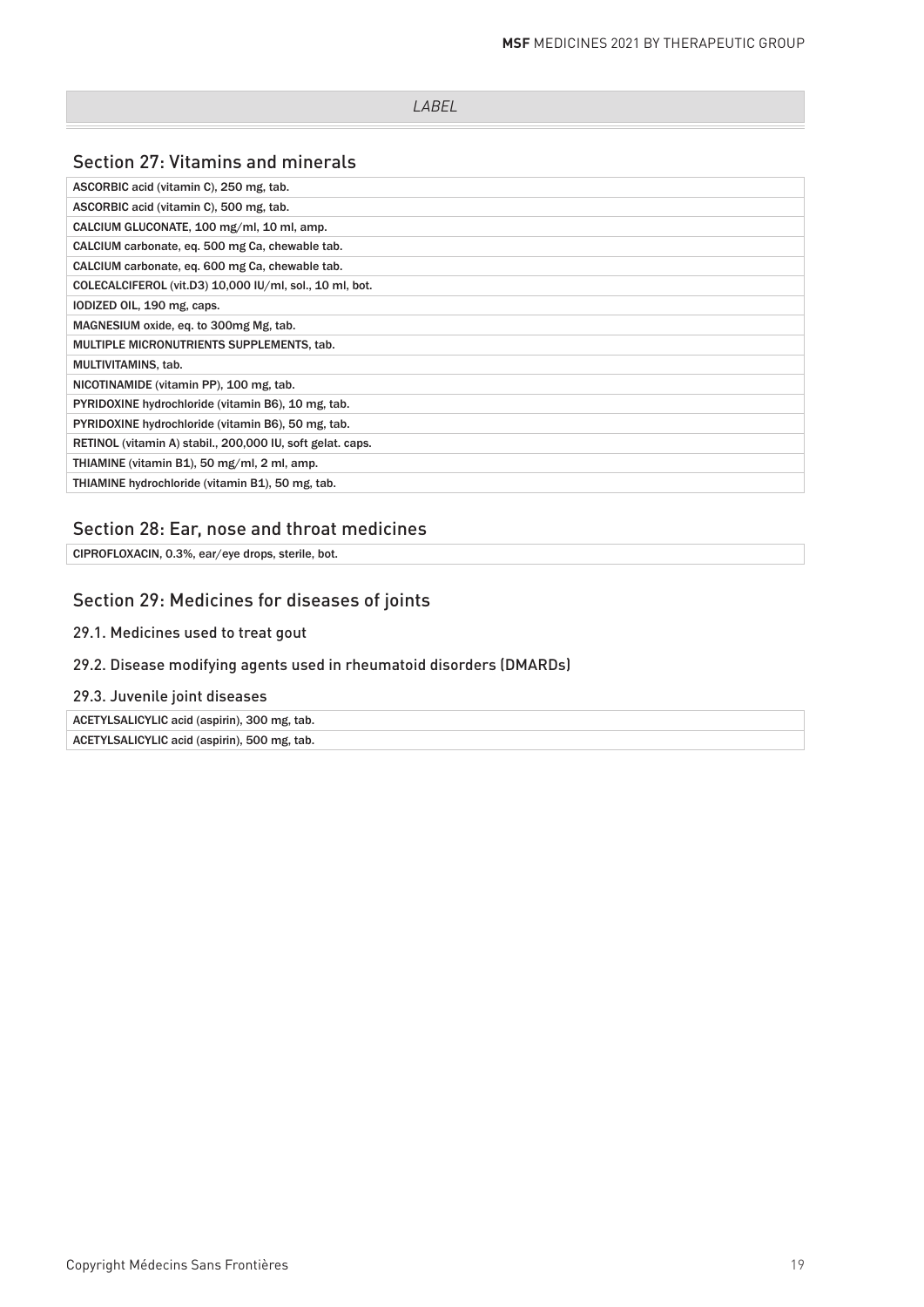| LABEL |
| --- |

## Section 27: Vitamins and minerals

| |
| --- |
| **ASCORBIC** acid (vitamin C), 250 mg, tab. |
| **ASCORBIC** acid (vitamin C), 500 mg, tab. |
| **CALCIUM GLUCONATE**, 100 mg/ml, 10 ml, amp. |
| **CALCIUM** carbonate, eq. 500 mg Ca, chewable tab. |
| **CALCIUM** carbonate, eq. 600 mg Ca, chewable tab. |
| **COLECALCIFEROL** (vit.D3) 10,000 IU/ml, sol., 10 ml, bot. |
| **IODIZED OIL**, 190 mg, caps. |
| **MAGNESIUM** oxide, eq. to 300mg Mg, tab. |
| **MULTIPLE MICRONUTRIENTS SUPPLEMENTS**, tab. |
| **MULTIVITAMINS**, tab. |
| **NICOTINAMIDE** (vitamin PP), 100 mg, tab. |
| **PYRIDOXINE** hydrochloride (vitamin B6), 10 mg, tab. |
| **PYRIDOXINE** hydrochloride (vitamin B6), 50 mg, tab. |
| **RETINOL** (vitamin A) stabil., 200,000 IU, soft gelat. caps. |
| **THIAMINE** (vitamin B1), 50 mg/ml, 2 ml, amp. |
| **THIAMINE** hydrochloride (vitamin B1), 50 mg, tab. |

## Section 28: Ear, nose and throat medicines

| |
| --- |
| **CIPROFLOXACIN**, 0.3%, ear/eye drops, sterile, bot. |

## Section 29: Medicines for diseases of joints

### 29.1. Medicines used to treat gout

### 29.2. Disease modifying agents used in rheumatoid disorders (DMARDs)

### 29.3. Juvenile joint diseases

| |
| --- |
| **ACETYLSALICYLIC** acid (aspirin), 300 mg, tab. |
| **ACETYLSALICYLIC** acid (aspirin), 500 mg, tab. |